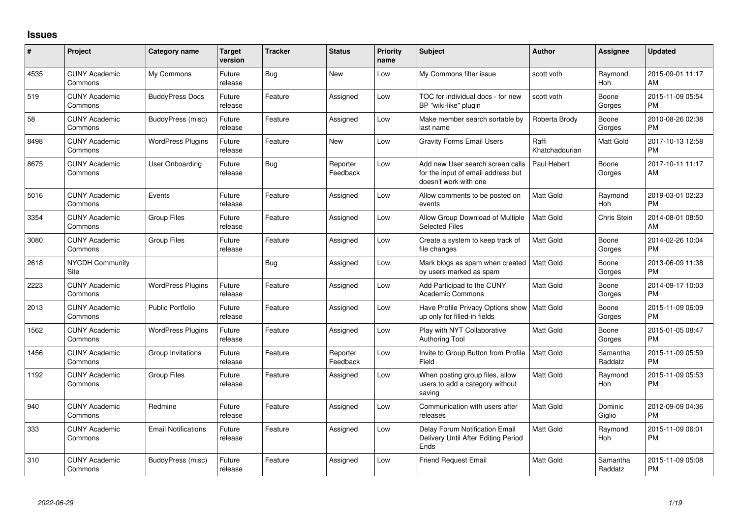## Issues

| # | Project | Category name | Target version | Tracker | Status | Priority name | Subject | Author | Assignee | Updated |
|---|---|---|---|---|---|---|---|---|---|---|
| 4535 | CUNY Academic Commons | My Commons | Future release | Bug | New | Low | My Commons filter issue | scott voth | Raymond Hoh | 2015-09-01 11:17 AM |
| 519 | CUNY Academic Commons | BuddyPress Docs | Future release | Feature | Assigned | Low | TOC for individual docs - for new BP "wiki-like" plugin | scott voth | Boone Gorges | 2015-11-09 05:54 PM |
| 58 | CUNY Academic Commons | BuddyPress (misc) | Future release | Feature | Assigned | Low | Make member search sortable by last name | Roberta Brody | Boone Gorges | 2010-08-26 02:38 PM |
| 8498 | CUNY Academic Commons | WordPress Plugins | Future release | Feature | New | Low | Gravity Forms Email Users | Raffi Khatchadourian | Matt Gold | 2017-10-13 12:58 PM |
| 8675 | CUNY Academic Commons | User Onboarding | Future release | Bug | Reporter Feedback | Low | Add new User search screen calls for the input of email address but doesn't work with one | Paul Hebert | Boone Gorges | 2017-10-11 11:17 AM |
| 5016 | CUNY Academic Commons | Events | Future release | Feature | Assigned | Low | Allow comments to be posted on events | Matt Gold | Raymond Hoh | 2019-03-01 02:23 PM |
| 3354 | CUNY Academic Commons | Group Files | Future release | Feature | Assigned | Low | Allow Group Download of Multiple Selected Files | Matt Gold | Chris Stein | 2014-08-01 08:50 AM |
| 3080 | CUNY Academic Commons | Group Files | Future release | Feature | Assigned | Low | Create a system to keep track of file changes | Matt Gold | Boone Gorges | 2014-02-26 10:04 PM |
| 2618 | NYCDH Community Site | | | Bug | Assigned | Low | Mark blogs as spam when created by users marked as spam | Matt Gold | Boone Gorges | 2013-06-09 11:38 PM |
| 2223 | CUNY Academic Commons | WordPress Plugins | Future release | Feature | Assigned | Low | Add Participad to the CUNY Academic Commons | Matt Gold | Boone Gorges | 2014-09-17 10:03 PM |
| 2013 | CUNY Academic Commons | Public Portfolio | Future release | Feature | Assigned | Low | Have Profile Privacy Options show up only for filled-in fields | Matt Gold | Boone Gorges | 2015-11-09 06:09 PM |
| 1562 | CUNY Academic Commons | WordPress Plugins | Future release | Feature | Assigned | Low | Play with NYT Collaborative Authoring Tool | Matt Gold | Boone Gorges | 2015-01-05 08:47 PM |
| 1456 | CUNY Academic Commons | Group Invitations | Future release | Feature | Reporter Feedback | Low | Invite to Group Button from Profile Field | Matt Gold | Samantha Raddatz | 2015-11-09 05:59 PM |
| 1192 | CUNY Academic Commons | Group Files | Future release | Feature | Assigned | Low | When posting group files, allow users to add a category without saving | Matt Gold | Raymond Hoh | 2015-11-09 05:53 PM |
| 940 | CUNY Academic Commons | Redmine | Future release | Feature | Assigned | Low | Communication with users after releases | Matt Gold | Dominic Giglio | 2012-09-09 04:36 PM |
| 333 | CUNY Academic Commons | Email Notifications | Future release | Feature | Assigned | Low | Delay Forum Notification Email Delivery Until After Editing Period Ends | Matt Gold | Raymond Hoh | 2015-11-09 06:01 PM |
| 310 | CUNY Academic Commons | BuddyPress (misc) | Future release | Feature | Assigned | Low | Friend Request Email | Matt Gold | Samantha Raddatz | 2015-11-09 05:08 PM |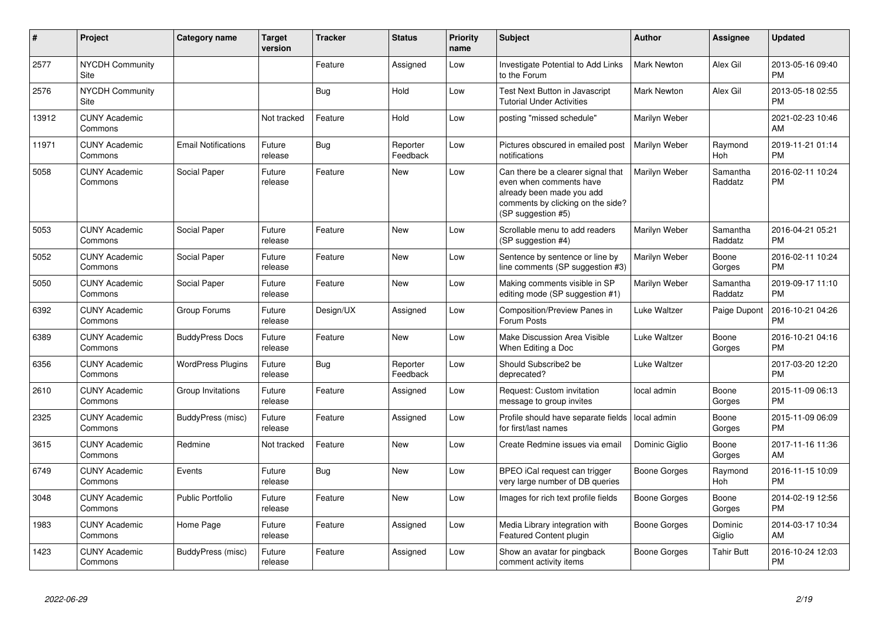| # | Project | Category name | Target version | Tracker | Status | Priority name | Subject | Author | Assignee | Updated |
|---|---|---|---|---|---|---|---|---|---|---|
| 2577 | NYCDH Community Site | | | Feature | Assigned | Low | Investigate Potential to Add Links to the Forum | Mark Newton | Alex Gil | 2013-05-16 09:40 PM |
| 2576 | NYCDH Community Site | | | Bug | Hold | Low | Test Next Button in Javascript Tutorial Under Activities | Mark Newton | Alex Gil | 2013-05-18 02:55 PM |
| 13912 | CUNY Academic Commons | | Not tracked | Feature | Hold | Low | posting "missed schedule" | Marilyn Weber | | 2021-02-23 10:46 AM |
| 11971 | CUNY Academic Commons | Email Notifications | Future release | Bug | Reporter Feedback | Low | Pictures obscured in emailed post notifications | Marilyn Weber | Raymond Hoh | 2019-11-21 01:14 PM |
| 5058 | CUNY Academic Commons | Social Paper | Future release | Feature | New | Low | Can there be a clearer signal that even when comments have already been made you add comments by clicking on the side? (SP suggestion #5) | Marilyn Weber | Samantha Raddatz | 2016-02-11 10:24 PM |
| 5053 | CUNY Academic Commons | Social Paper | Future release | Feature | New | Low | Scrollable menu to add readers (SP suggestion #4) | Marilyn Weber | Samantha Raddatz | 2016-04-21 05:21 PM |
| 5052 | CUNY Academic Commons | Social Paper | Future release | Feature | New | Low | Sentence by sentence or line by line comments (SP suggestion #3) | Marilyn Weber | Boone Gorges | 2016-02-11 10:24 PM |
| 5050 | CUNY Academic Commons | Social Paper | Future release | Feature | New | Low | Making comments visible in SP editing mode (SP suggestion #1) | Marilyn Weber | Samantha Raddatz | 2019-09-17 11:10 PM |
| 6392 | CUNY Academic Commons | Group Forums | Future release | Design/UX | Assigned | Low | Composition/Preview Panes in Forum Posts | Luke Waltzer | Paige Dupont | 2016-10-21 04:26 PM |
| 6389 | CUNY Academic Commons | BuddyPress Docs | Future release | Feature | New | Low | Make Discussion Area Visible When Editing a Doc | Luke Waltzer | Boone Gorges | 2016-10-21 04:16 PM |
| 6356 | CUNY Academic Commons | WordPress Plugins | Future release | Bug | Reporter Feedback | Low | Should Subscribe2 be deprecated? | Luke Waltzer | | 2017-03-20 12:20 PM |
| 2610 | CUNY Academic Commons | Group Invitations | Future release | Feature | Assigned | Low | Request: Custom invitation message to group invites | local admin | Boone Gorges | 2015-11-09 06:13 PM |
| 2325 | CUNY Academic Commons | BuddyPress (misc) | Future release | Feature | Assigned | Low | Profile should have separate fields for first/last names | local admin | Boone Gorges | 2015-11-09 06:09 PM |
| 3615 | CUNY Academic Commons | Redmine | Not tracked | Feature | New | Low | Create Redmine issues via email | Dominic Giglio | Boone Gorges | 2017-11-16 11:36 AM |
| 6749 | CUNY Academic Commons | Events | Future release | Bug | New | Low | BPEO iCal request can trigger very large number of DB queries | Boone Gorges | Raymond Hoh | 2016-11-15 10:09 PM |
| 3048 | CUNY Academic Commons | Public Portfolio | Future release | Feature | New | Low | Images for rich text profile fields | Boone Gorges | Boone Gorges | 2014-02-19 12:56 PM |
| 1983 | CUNY Academic Commons | Home Page | Future release | Feature | Assigned | Low | Media Library integration with Featured Content plugin | Boone Gorges | Dominic Giglio | 2014-03-17 10:34 AM |
| 1423 | CUNY Academic Commons | BuddyPress (misc) | Future release | Feature | Assigned | Low | Show an avatar for pingback comment activity items | Boone Gorges | Tahir Butt | 2016-10-24 12:03 PM |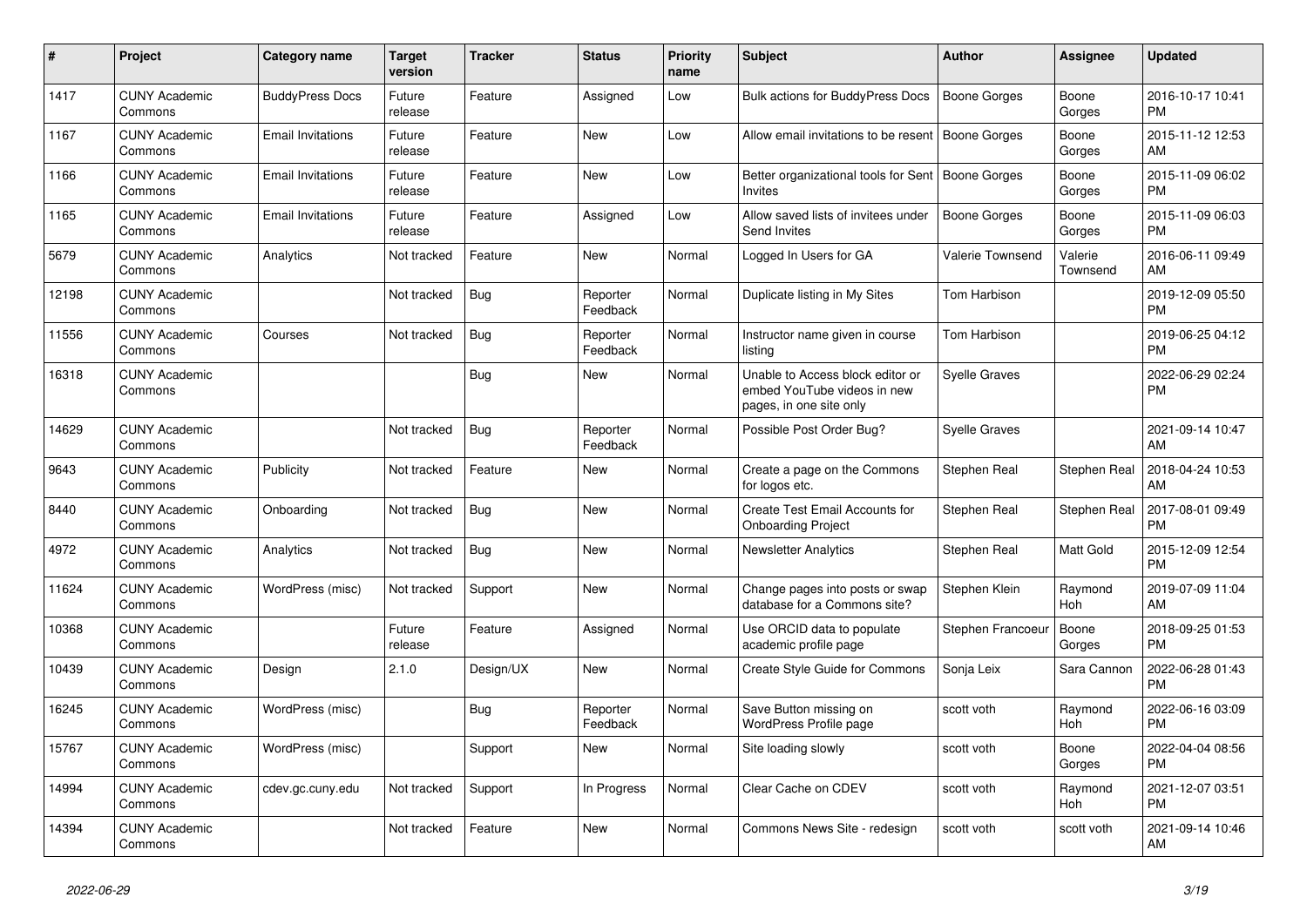| # | Project | Category name | Target version | Tracker | Status | Priority name | Subject | Author | Assignee | Updated |
|---|---|---|---|---|---|---|---|---|---|---|
| 1417 | CUNY Academic Commons | BuddyPress Docs | Future release | Feature | Assigned | Low | Bulk actions for BuddyPress Docs | Boone Gorges | Boone Gorges | 2016-10-17 10:41 PM |
| 1167 | CUNY Academic Commons | Email Invitations | Future release | Feature | New | Low | Allow email invitations to be resent | Boone Gorges | Boone Gorges | 2015-11-12 12:53 AM |
| 1166 | CUNY Academic Commons | Email Invitations | Future release | Feature | New | Low | Better organizational tools for Sent Invites | Boone Gorges | Boone Gorges | 2015-11-09 06:02 PM |
| 1165 | CUNY Academic Commons | Email Invitations | Future release | Feature | Assigned | Low | Allow saved lists of invitees under Send Invites | Boone Gorges | Boone Gorges | 2015-11-09 06:03 PM |
| 5679 | CUNY Academic Commons | Analytics | Not tracked | Feature | New | Normal | Logged In Users for GA | Valerie Townsend | Valerie Townsend | 2016-06-11 09:49 AM |
| 12198 | CUNY Academic Commons | | Not tracked | Bug | Reporter Feedback | Normal | Duplicate listing in My Sites | Tom Harbison | | 2019-12-09 05:50 PM |
| 11556 | CUNY Academic Commons | Courses | Not tracked | Bug | Reporter Feedback | Normal | Instructor name given in course listing | Tom Harbison | | 2019-06-25 04:12 PM |
| 16318 | CUNY Academic Commons | | | Bug | New | Normal | Unable to Access block editor or embed YouTube videos in new pages, in one site only | Syelle Graves | | 2022-06-29 02:24 PM |
| 14629 | CUNY Academic Commons | | Not tracked | Bug | Reporter Feedback | Normal | Possible Post Order Bug? | Syelle Graves | | 2021-09-14 10:47 AM |
| 9643 | CUNY Academic Commons | Publicity | Not tracked | Feature | New | Normal | Create a page on the Commons for logos etc. | Stephen Real | Stephen Real | 2018-04-24 10:53 AM |
| 8440 | CUNY Academic Commons | Onboarding | Not tracked | Bug | New | Normal | Create Test Email Accounts for Onboarding Project | Stephen Real | Stephen Real | 2017-08-01 09:49 PM |
| 4972 | CUNY Academic Commons | Analytics | Not tracked | Bug | New | Normal | Newsletter Analytics | Stephen Real | Matt Gold | 2015-12-09 12:54 PM |
| 11624 | CUNY Academic Commons | WordPress (misc) | Not tracked | Support | New | Normal | Change pages into posts or swap database for a Commons site? | Stephen Klein | Raymond Hoh | 2019-07-09 11:04 AM |
| 10368 | CUNY Academic Commons | | Future release | Feature | Assigned | Normal | Use ORCID data to populate academic profile page | Stephen Francoeur | Boone Gorges | 2018-09-25 01:53 PM |
| 10439 | CUNY Academic Commons | Design | 2.1.0 | Design/UX | New | Normal | Create Style Guide for Commons | Sonja Leix | Sara Cannon | 2022-06-28 01:43 PM |
| 16245 | CUNY Academic Commons | WordPress (misc) | | Bug | Reporter Feedback | Normal | Save Button missing on WordPress Profile page | scott voth | Raymond Hoh | 2022-06-16 03:09 PM |
| 15767 | CUNY Academic Commons | WordPress (misc) | | Support | New | Normal | Site loading slowly | scott voth | Boone Gorges | 2022-04-04 08:56 PM |
| 14994 | CUNY Academic Commons | cdev.gc.cuny.edu | Not tracked | Support | In Progress | Normal | Clear Cache on CDEV | scott voth | Raymond Hoh | 2021-12-07 03:51 PM |
| 14394 | CUNY Academic Commons | | Not tracked | Feature | New | Normal | Commons News Site - redesign | scott voth | scott voth | 2021-09-14 10:46 AM |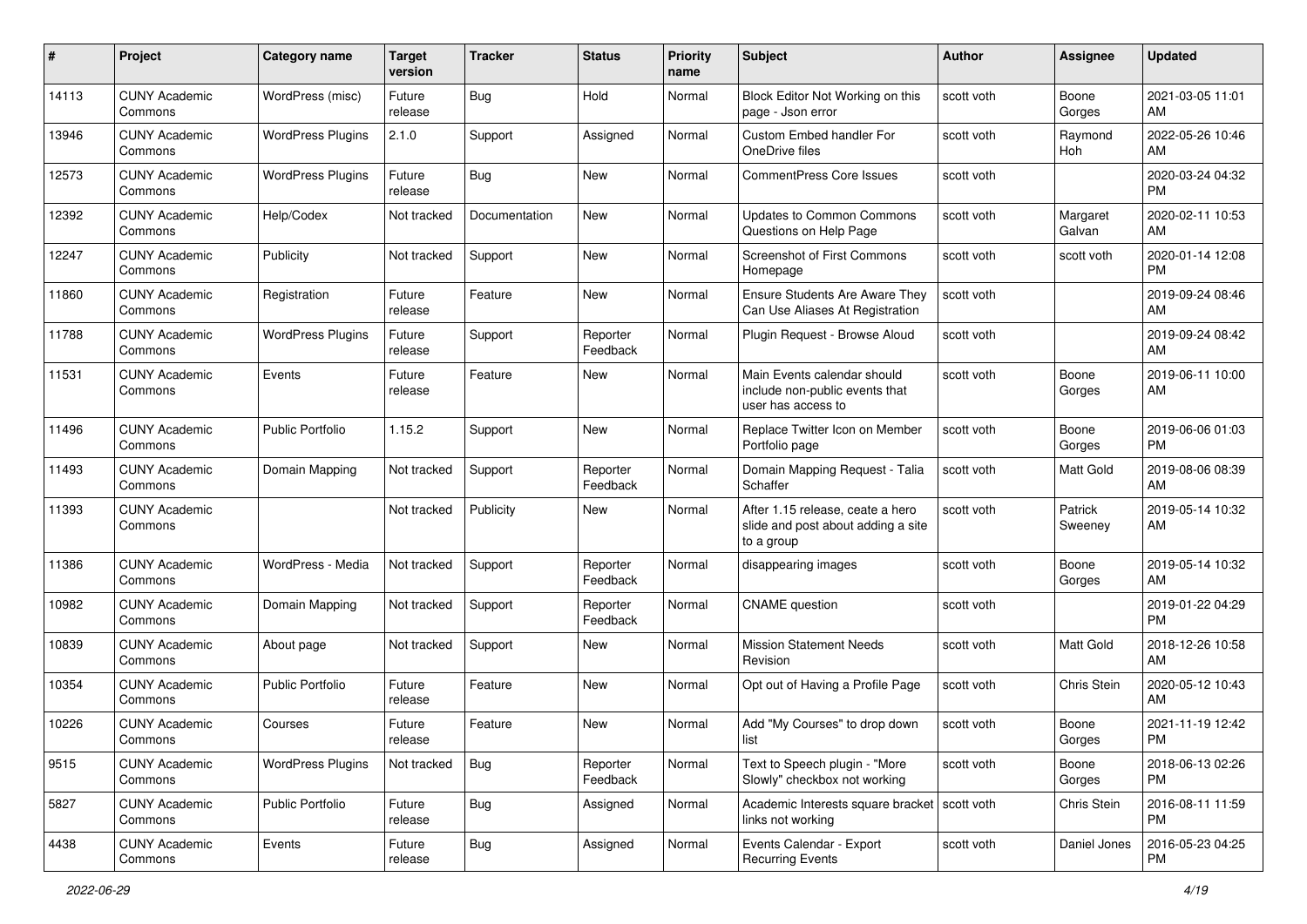| # | Project | Category name | Target version | Tracker | Status | Priority name | Subject | Author | Assignee | Updated |
|---|---|---|---|---|---|---|---|---|---|---|
| 14113 | CUNY Academic Commons | WordPress (misc) | Future release | Bug | Hold | Normal | Block Editor Not Working on this page - Json error | scott voth | Boone Gorges | 2021-03-05 11:01 AM |
| 13946 | CUNY Academic Commons | WordPress Plugins | 2.1.0 | Support | Assigned | Normal | Custom Embed handler For OneDrive files | scott voth | Raymond Hoh | 2022-05-26 10:46 AM |
| 12573 | CUNY Academic Commons | WordPress Plugins | Future release | Bug | New | Normal | CommentPress Core Issues | scott voth | | 2020-03-24 04:32 PM |
| 12392 | CUNY Academic Commons | Help/Codex | Not tracked | Documentation | New | Normal | Updates to Common Commons Questions on Help Page | scott voth | Margaret Galvan | 2020-02-11 10:53 AM |
| 12247 | CUNY Academic Commons | Publicity | Not tracked | Support | New | Normal | Screenshot of First Commons Homepage | scott voth | scott voth | 2020-01-14 12:08 PM |
| 11860 | CUNY Academic Commons | Registration | Future release | Feature | New | Normal | Ensure Students Are Aware They Can Use Aliases At Registration | scott voth | | 2019-09-24 08:46 AM |
| 11788 | CUNY Academic Commons | WordPress Plugins | Future release | Support | Reporter Feedback | Normal | Plugin Request - Browse Aloud | scott voth | | 2019-09-24 08:42 AM |
| 11531 | CUNY Academic Commons | Events | Future release | Feature | New | Normal | Main Events calendar should include non-public events that user has access to | scott voth | Boone Gorges | 2019-06-11 10:00 AM |
| 11496 | CUNY Academic Commons | Public Portfolio | 1.15.2 | Support | New | Normal | Replace Twitter Icon on Member Portfolio page | scott voth | Boone Gorges | 2019-06-06 01:03 PM |
| 11493 | CUNY Academic Commons | Domain Mapping | Not tracked | Support | Reporter Feedback | Normal | Domain Mapping Request - Talia Schaffer | scott voth | Matt Gold | 2019-08-06 08:39 AM |
| 11393 | CUNY Academic Commons | | Not tracked | Publicity | New | Normal | After 1.15 release, ceate a hero slide and post about adding a site to a group | scott voth | Patrick Sweeney | 2019-05-14 10:32 AM |
| 11386 | CUNY Academic Commons | WordPress - Media | Not tracked | Support | Reporter Feedback | Normal | disappearing images | scott voth | Boone Gorges | 2019-05-14 10:32 AM |
| 10982 | CUNY Academic Commons | Domain Mapping | Not tracked | Support | Reporter Feedback | Normal | CNAME question | scott voth | | 2019-01-22 04:29 PM |
| 10839 | CUNY Academic Commons | About page | Not tracked | Support | New | Normal | Mission Statement Needs Revision | scott voth | Matt Gold | 2018-12-26 10:58 AM |
| 10354 | CUNY Academic Commons | Public Portfolio | Future release | Feature | New | Normal | Opt out of Having a Profile Page | scott voth | Chris Stein | 2020-05-12 10:43 AM |
| 10226 | CUNY Academic Commons | Courses | Future release | Feature | New | Normal | Add "My Courses" to drop down list | scott voth | Boone Gorges | 2021-11-19 12:42 PM |
| 9515 | CUNY Academic Commons | WordPress Plugins | Not tracked | Bug | Reporter Feedback | Normal | Text to Speech plugin - "More Slowly" checkbox not working | scott voth | Boone Gorges | 2018-06-13 02:26 PM |
| 5827 | CUNY Academic Commons | Public Portfolio | Future release | Bug | Assigned | Normal | Academic Interests square bracket links not working | scott voth | Chris Stein | 2016-08-11 11:59 PM |
| 4438 | CUNY Academic Commons | Events | Future release | Bug | Assigned | Normal | Events Calendar - Export Recurring Events | scott voth | Daniel Jones | 2016-05-23 04:25 PM |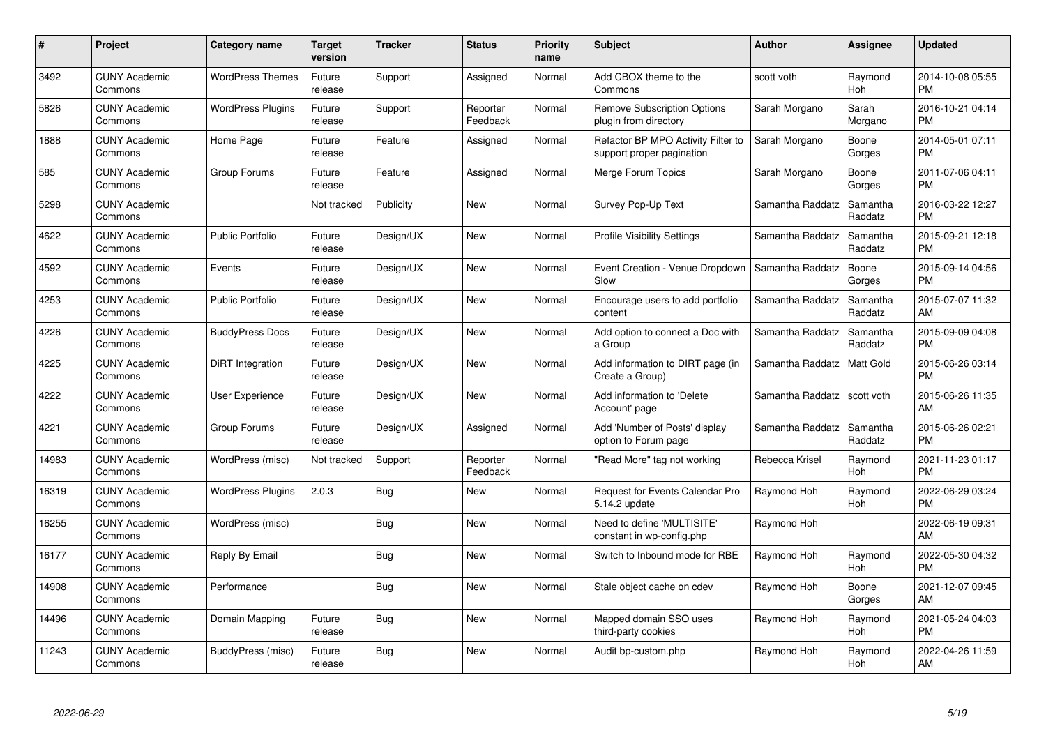| # | Project | Category name | Target version | Tracker | Status | Priority name | Subject | Author | Assignee | Updated |
|---|---|---|---|---|---|---|---|---|---|---|
| 3492 | CUNY Academic Commons | WordPress Themes | Future release | Support | Assigned | Normal | Add CBOX theme to the Commons | scott voth | Raymond Hoh | 2014-10-08 05:55 PM |
| 5826 | CUNY Academic Commons | WordPress Plugins | Future release | Support | Reporter Feedback | Normal | Remove Subscription Options plugin from directory | Sarah Morgano | Sarah Morgano | 2016-10-21 04:14 PM |
| 1888 | CUNY Academic Commons | Home Page | Future release | Feature | Assigned | Normal | Refactor BP MPO Activity Filter to support proper pagination | Sarah Morgano | Boone Gorges | 2014-05-01 07:11 PM |
| 585 | CUNY Academic Commons | Group Forums | Future release | Feature | Assigned | Normal | Merge Forum Topics | Sarah Morgano | Boone Gorges | 2011-07-06 04:11 PM |
| 5298 | CUNY Academic Commons | | Not tracked | Publicity | New | Normal | Survey Pop-Up Text | Samantha Raddatz | Samantha Raddatz | 2016-03-22 12:27 PM |
| 4622 | CUNY Academic Commons | Public Portfolio | Future release | Design/UX | New | Normal | Profile Visibility Settings | Samantha Raddatz | Samantha Raddatz | 2015-09-21 12:18 PM |
| 4592 | CUNY Academic Commons | Events | Future release | Design/UX | New | Normal | Event Creation - Venue Dropdown Slow | Samantha Raddatz | Boone Gorges | 2015-09-14 04:56 PM |
| 4253 | CUNY Academic Commons | Public Portfolio | Future release | Design/UX | New | Normal | Encourage users to add portfolio content | Samantha Raddatz | Samantha Raddatz | 2015-07-07 11:32 AM |
| 4226 | CUNY Academic Commons | BuddyPress Docs | Future release | Design/UX | New | Normal | Add option to connect a Doc with a Group | Samantha Raddatz | Samantha Raddatz | 2015-09-09 04:08 PM |
| 4225 | CUNY Academic Commons | DiRT Integration | Future release | Design/UX | New | Normal | Add information to DIRT page (in Create a Group) | Samantha Raddatz | Matt Gold | 2015-06-26 03:14 PM |
| 4222 | CUNY Academic Commons | User Experience | Future release | Design/UX | New | Normal | Add information to 'Delete Account' page | Samantha Raddatz | scott voth | 2015-06-26 11:35 AM |
| 4221 | CUNY Academic Commons | Group Forums | Future release | Design/UX | Assigned | Normal | Add 'Number of Posts' display option to Forum page | Samantha Raddatz | Samantha Raddatz | 2015-06-26 02:21 PM |
| 14983 | CUNY Academic Commons | WordPress (misc) | Not tracked | Support | Reporter Feedback | Normal | "Read More" tag not working | Rebecca Krisel | Raymond Hoh | 2021-11-23 01:17 PM |
| 16319 | CUNY Academic Commons | WordPress Plugins | 2.0.3 | Bug | New | Normal | Request for Events Calendar Pro 5.14.2 update | Raymond Hoh | Raymond Hoh | 2022-06-29 03:24 PM |
| 16255 | CUNY Academic Commons | WordPress (misc) | | Bug | New | Normal | Need to define 'MULTISITE' constant in wp-config.php | Raymond Hoh | | 2022-06-19 09:31 AM |
| 16177 | CUNY Academic Commons | Reply By Email | | Bug | New | Normal | Switch to Inbound mode for RBE | Raymond Hoh | Raymond Hoh | 2022-05-30 04:32 PM |
| 14908 | CUNY Academic Commons | Performance | | Bug | New | Normal | Stale object cache on cdev | Raymond Hoh | Boone Gorges | 2021-12-07 09:45 AM |
| 14496 | CUNY Academic Commons | Domain Mapping | Future release | Bug | New | Normal | Mapped domain SSO uses third-party cookies | Raymond Hoh | Raymond Hoh | 2021-05-24 04:03 PM |
| 11243 | CUNY Academic Commons | BuddyPress (misc) | Future release | Bug | New | Normal | Audit bp-custom.php | Raymond Hoh | Raymond Hoh | 2022-04-26 11:59 AM |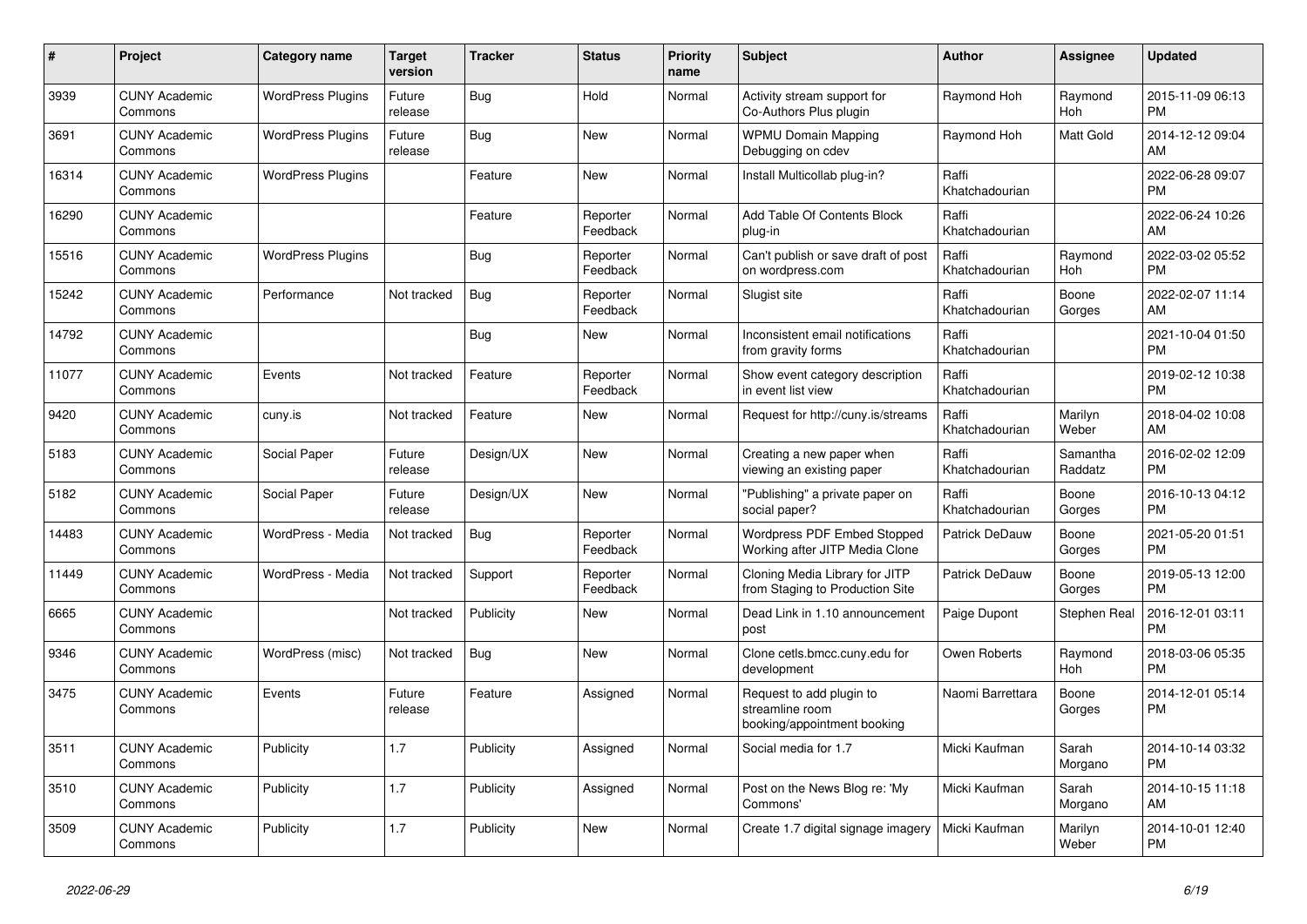| # | Project | Category name | Target version | Tracker | Status | Priority name | Subject | Author | Assignee | Updated |
|---|---|---|---|---|---|---|---|---|---|---|
| 3939 | CUNY Academic Commons | WordPress Plugins | Future release | Bug | Hold | Normal | Activity stream support for Co-Authors Plus plugin | Raymond Hoh | Raymond Hoh | 2015-11-09 06:13 PM |
| 3691 | CUNY Academic Commons | WordPress Plugins | Future release | Bug | New | Normal | WPMU Domain Mapping Debugging on cdev | Raymond Hoh | Matt Gold | 2014-12-12 09:04 AM |
| 16314 | CUNY Academic Commons | WordPress Plugins | | Feature | New | Normal | Install Multicollab plug-in? | Raffi Khatchadourian | | 2022-06-28 09:07 PM |
| 16290 | CUNY Academic Commons | | | Feature | Reporter Feedback | Normal | Add Table Of Contents Block plug-in | Raffi Khatchadourian | | 2022-06-24 10:26 AM |
| 15516 | CUNY Academic Commons | WordPress Plugins | | Bug | Reporter Feedback | Normal | Can't publish or save draft of post on wordpress.com | Raffi Khatchadourian | Raymond Hoh | 2022-03-02 05:52 PM |
| 15242 | CUNY Academic Commons | Performance | Not tracked | Bug | Reporter Feedback | Normal | Slugist site | Raffi Khatchadourian | Boone Gorges | 2022-02-07 11:14 AM |
| 14792 | CUNY Academic Commons | | | Bug | New | Normal | Inconsistent email notifications from gravity forms | Raffi Khatchadourian | | 2021-10-04 01:50 PM |
| 11077 | CUNY Academic Commons | Events | Not tracked | Feature | Reporter Feedback | Normal | Show event category description in event list view | Raffi Khatchadourian | | 2019-02-12 10:38 PM |
| 9420 | CUNY Academic Commons | cuny.is | Not tracked | Feature | New | Normal | Request for http://cuny.is/streams | Raffi Khatchadourian | Marilyn Weber | 2018-04-02 10:08 AM |
| 5183 | CUNY Academic Commons | Social Paper | Future release | Design/UX | New | Normal | Creating a new paper when viewing an existing paper | Raffi Khatchadourian | Samantha Raddatz | 2016-02-02 12:09 PM |
| 5182 | CUNY Academic Commons | Social Paper | Future release | Design/UX | New | Normal | "Publishing" a private paper on social paper? | Raffi Khatchadourian | Boone Gorges | 2016-10-13 04:12 PM |
| 14483 | CUNY Academic Commons | WordPress - Media | Not tracked | Bug | Reporter Feedback | Normal | Wordpress PDF Embed Stopped Working after JITP Media Clone | Patrick DeDauw | Boone Gorges | 2021-05-20 01:51 PM |
| 11449 | CUNY Academic Commons | WordPress - Media | Not tracked | Support | Reporter Feedback | Normal | Cloning Media Library for JITP from Staging to Production Site | Patrick DeDauw | Boone Gorges | 2019-05-13 12:00 PM |
| 6665 | CUNY Academic Commons | | Not tracked | Publicity | New | Normal | Dead Link in 1.10 announcement post | Paige Dupont | Stephen Real | 2016-12-01 03:11 PM |
| 9346 | CUNY Academic Commons | WordPress (misc) | Not tracked | Bug | New | Normal | Clone cetls.bmcc.cuny.edu for development | Owen Roberts | Raymond Hoh | 2018-03-06 05:35 PM |
| 3475 | CUNY Academic Commons | Events | Future release | Feature | Assigned | Normal | Request to add plugin to streamline room booking/appointment booking | Naomi Barrettara | Boone Gorges | 2014-12-01 05:14 PM |
| 3511 | CUNY Academic Commons | Publicity | 1.7 | Publicity | Assigned | Normal | Social media for 1.7 | Micki Kaufman | Sarah Morgano | 2014-10-14 03:32 PM |
| 3510 | CUNY Academic Commons | Publicity | 1.7 | Publicity | Assigned | Normal | Post on the News Blog re: 'My Commons' | Micki Kaufman | Sarah Morgano | 2014-10-15 11:18 AM |
| 3509 | CUNY Academic Commons | Publicity | 1.7 | Publicity | New | Normal | Create 1.7 digital signage imagery | Micki Kaufman | Marilyn Weber | 2014-10-01 12:40 PM |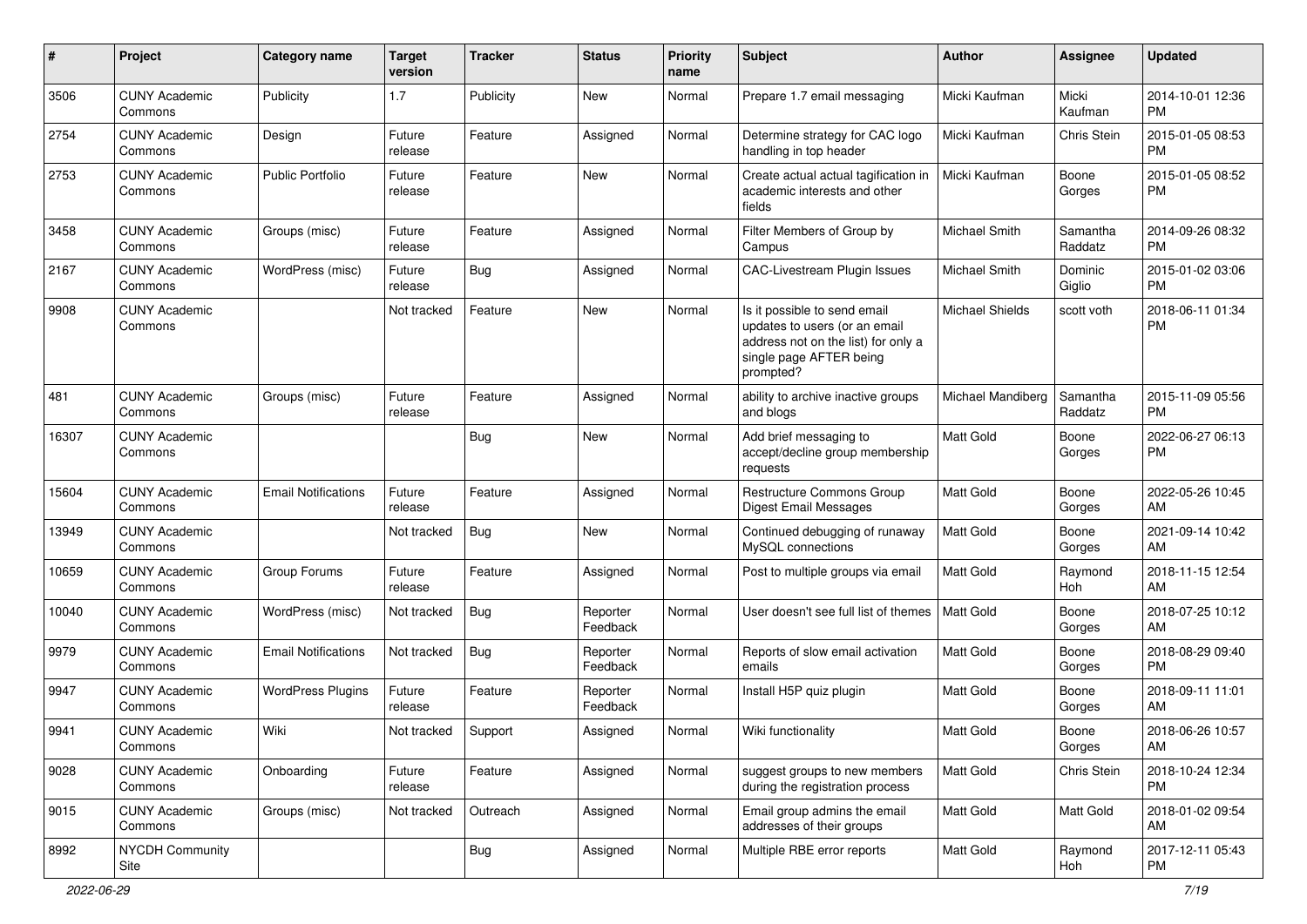| # | Project | Category name | Target version | Tracker | Status | Priority name | Subject | Author | Assignee | Updated |
|---|---|---|---|---|---|---|---|---|---|---|
| 3506 | CUNY Academic Commons | Publicity | 1.7 | Publicity | New | Normal | Prepare 1.7 email messaging | Micki Kaufman | Micki Kaufman | 2014-10-01 12:36 PM |
| 2754 | CUNY Academic Commons | Design | Future release | Feature | Assigned | Normal | Determine strategy for CAC logo handling in top header | Micki Kaufman | Chris Stein | 2015-01-05 08:53 PM |
| 2753 | CUNY Academic Commons | Public Portfolio | Future release | Feature | New | Normal | Create actual actual tagification in academic interests and other fields | Micki Kaufman | Boone Gorges | 2015-01-05 08:52 PM |
| 3458 | CUNY Academic Commons | Groups (misc) | Future release | Feature | Assigned | Normal | Filter Members of Group by Campus | Michael Smith | Samantha Raddatz | 2014-09-26 08:32 PM |
| 2167 | CUNY Academic Commons | WordPress (misc) | Future release | Bug | Assigned | Normal | CAC-Livestream Plugin Issues | Michael Smith | Dominic Giglio | 2015-01-02 03:06 PM |
| 9908 | CUNY Academic Commons | | Not tracked | Feature | New | Normal | Is it possible to send email updates to users (or an email address not on the list) for only a single page AFTER being prompted? | Michael Shields | scott voth | 2018-06-11 01:34 PM |
| 481 | CUNY Academic Commons | Groups (misc) | Future release | Feature | Assigned | Normal | ability to archive inactive groups and blogs | Michael Mandiberg | Samantha Raddatz | 2015-11-09 05:56 PM |
| 16307 | CUNY Academic Commons | | | Bug | New | Normal | Add brief messaging to accept/decline group membership requests | Matt Gold | Boone Gorges | 2022-06-27 06:13 PM |
| 15604 | CUNY Academic Commons | Email Notifications | Future release | Feature | Assigned | Normal | Restructure Commons Group Digest Email Messages | Matt Gold | Boone Gorges | 2022-05-26 10:45 AM |
| 13949 | CUNY Academic Commons | | Not tracked | Bug | New | Normal | Continued debugging of runaway MySQL connections | Matt Gold | Boone Gorges | 2021-09-14 10:42 AM |
| 10659 | CUNY Academic Commons | Group Forums | Future release | Feature | Assigned | Normal | Post to multiple groups via email | Matt Gold | Raymond Hoh | 2018-11-15 12:54 AM |
| 10040 | CUNY Academic Commons | WordPress (misc) | Not tracked | Bug | Reporter Feedback | Normal | User doesn't see full list of themes | Matt Gold | Boone Gorges | 2018-07-25 10:12 AM |
| 9979 | CUNY Academic Commons | Email Notifications | Not tracked | Bug | Reporter Feedback | Normal | Reports of slow email activation emails | Matt Gold | Boone Gorges | 2018-08-29 09:40 PM |
| 9947 | CUNY Academic Commons | WordPress Plugins | Future release | Feature | Reporter Feedback | Normal | Install H5P quiz plugin | Matt Gold | Boone Gorges | 2018-09-11 11:01 AM |
| 9941 | CUNY Academic Commons | Wiki | Not tracked | Support | Assigned | Normal | Wiki functionality | Matt Gold | Boone Gorges | 2018-06-26 10:57 AM |
| 9028 | CUNY Academic Commons | Onboarding | Future release | Feature | Assigned | Normal | suggest groups to new members during the registration process | Matt Gold | Chris Stein | 2018-10-24 12:34 PM |
| 9015 | CUNY Academic Commons | Groups (misc) | Not tracked | Outreach | Assigned | Normal | Email group admins the email addresses of their groups | Matt Gold | Matt Gold | 2018-01-02 09:54 AM |
| 8992 | NYCDH Community Site | | | Bug | Assigned | Normal | Multiple RBE error reports | Matt Gold | Raymond Hoh | 2017-12-11 05:43 PM |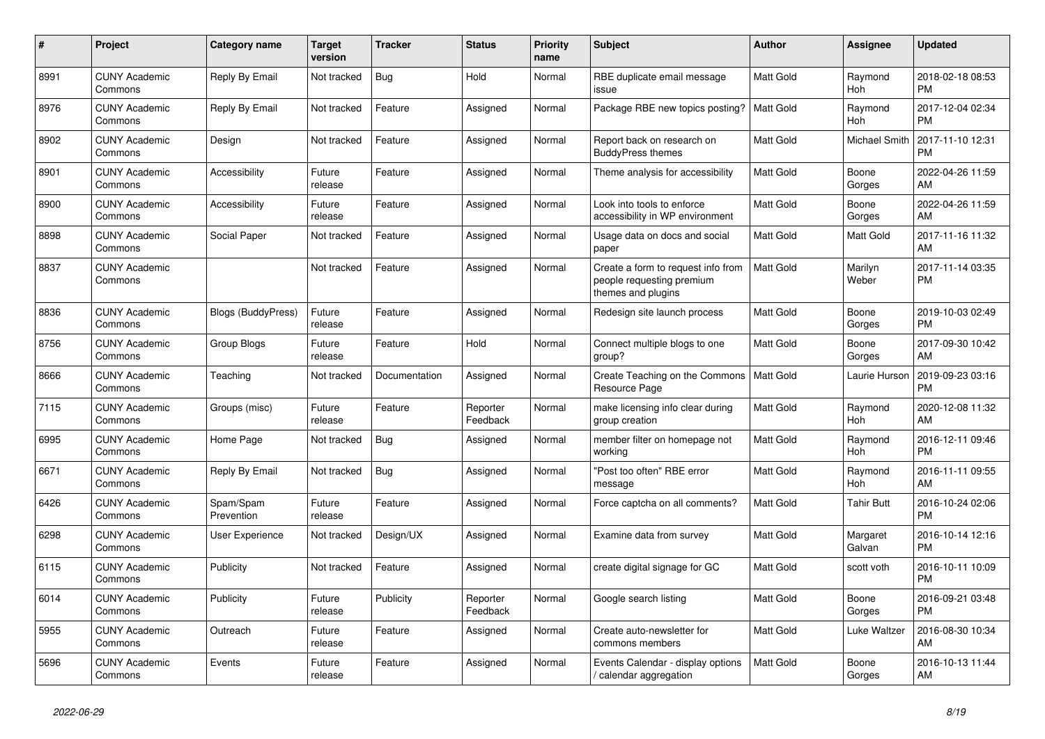| # | Project | Category name | Target version | Tracker | Status | Priority name | Subject | Author | Assignee | Updated |
|---|---|---|---|---|---|---|---|---|---|---|
| 8991 | CUNY Academic Commons | Reply By Email | Not tracked | Bug | Hold | Normal | RBE duplicate email message issue | Matt Gold | Raymond Hoh | 2018-02-18 08:53 PM |
| 8976 | CUNY Academic Commons | Reply By Email | Not tracked | Feature | Assigned | Normal | Package RBE new topics posting? | Matt Gold | Raymond Hoh | 2017-12-04 02:34 PM |
| 8902 | CUNY Academic Commons | Design | Not tracked | Feature | Assigned | Normal | Report back on research on BuddyPress themes | Matt Gold | Michael Smith | 2017-11-10 12:31 PM |
| 8901 | CUNY Academic Commons | Accessibility | Future release | Feature | Assigned | Normal | Theme analysis for accessibility | Matt Gold | Boone Gorges | 2022-04-26 11:59 AM |
| 8900 | CUNY Academic Commons | Accessibility | Future release | Feature | Assigned | Normal | Look into tools to enforce accessibility in WP environment | Matt Gold | Boone Gorges | 2022-04-26 11:59 AM |
| 8898 | CUNY Academic Commons | Social Paper | Not tracked | Feature | Assigned | Normal | Usage data on docs and social paper | Matt Gold | Matt Gold | 2017-11-16 11:32 AM |
| 8837 | CUNY Academic Commons | | Not tracked | Feature | Assigned | Normal | Create a form to request info from people requesting premium themes and plugins | Matt Gold | Marilyn Weber | 2017-11-14 03:35 PM |
| 8836 | CUNY Academic Commons | Blogs (BuddyPress) | Future release | Feature | Assigned | Normal | Redesign site launch process | Matt Gold | Boone Gorges | 2019-10-03 02:49 PM |
| 8756 | CUNY Academic Commons | Group Blogs | Future release | Feature | Hold | Normal | Connect multiple blogs to one group? | Matt Gold | Boone Gorges | 2017-09-30 10:42 AM |
| 8666 | CUNY Academic Commons | Teaching | Not tracked | Documentation | Assigned | Normal | Create Teaching on the Commons Resource Page | Matt Gold | Laurie Hurson | 2019-09-23 03:16 PM |
| 7115 | CUNY Academic Commons | Groups (misc) | Future release | Feature | Reporter Feedback | Normal | make licensing info clear during group creation | Matt Gold | Raymond Hoh | 2020-12-08 11:32 AM |
| 6995 | CUNY Academic Commons | Home Page | Not tracked | Bug | Assigned | Normal | member filter on homepage not working | Matt Gold | Raymond Hoh | 2016-12-11 09:46 PM |
| 6671 | CUNY Academic Commons | Reply By Email | Not tracked | Bug | Assigned | Normal | "Post too often" RBE error message | Matt Gold | Raymond Hoh | 2016-11-11 09:55 AM |
| 6426 | CUNY Academic Commons | Spam/Spam Prevention | Future release | Feature | Assigned | Normal | Force captcha on all comments? | Matt Gold | Tahir Butt | 2016-10-24 02:06 PM |
| 6298 | CUNY Academic Commons | User Experience | Not tracked | Design/UX | Assigned | Normal | Examine data from survey | Matt Gold | Margaret Galvan | 2016-10-14 12:16 PM |
| 6115 | CUNY Academic Commons | Publicity | Not tracked | Feature | Assigned | Normal | create digital signage for GC | Matt Gold | scott voth | 2016-10-11 10:09 PM |
| 6014 | CUNY Academic Commons | Publicity | Future release | Publicity | Reporter Feedback | Normal | Google search listing | Matt Gold | Boone Gorges | 2016-09-21 03:48 PM |
| 5955 | CUNY Academic Commons | Outreach | Future release | Feature | Assigned | Normal | Create auto-newsletter for commons members | Matt Gold | Luke Waltzer | 2016-08-30 10:34 AM |
| 5696 | CUNY Academic Commons | Events | Future release | Feature | Assigned | Normal | Events Calendar - display options / calendar aggregation | Matt Gold | Boone Gorges | 2016-10-13 11:44 AM |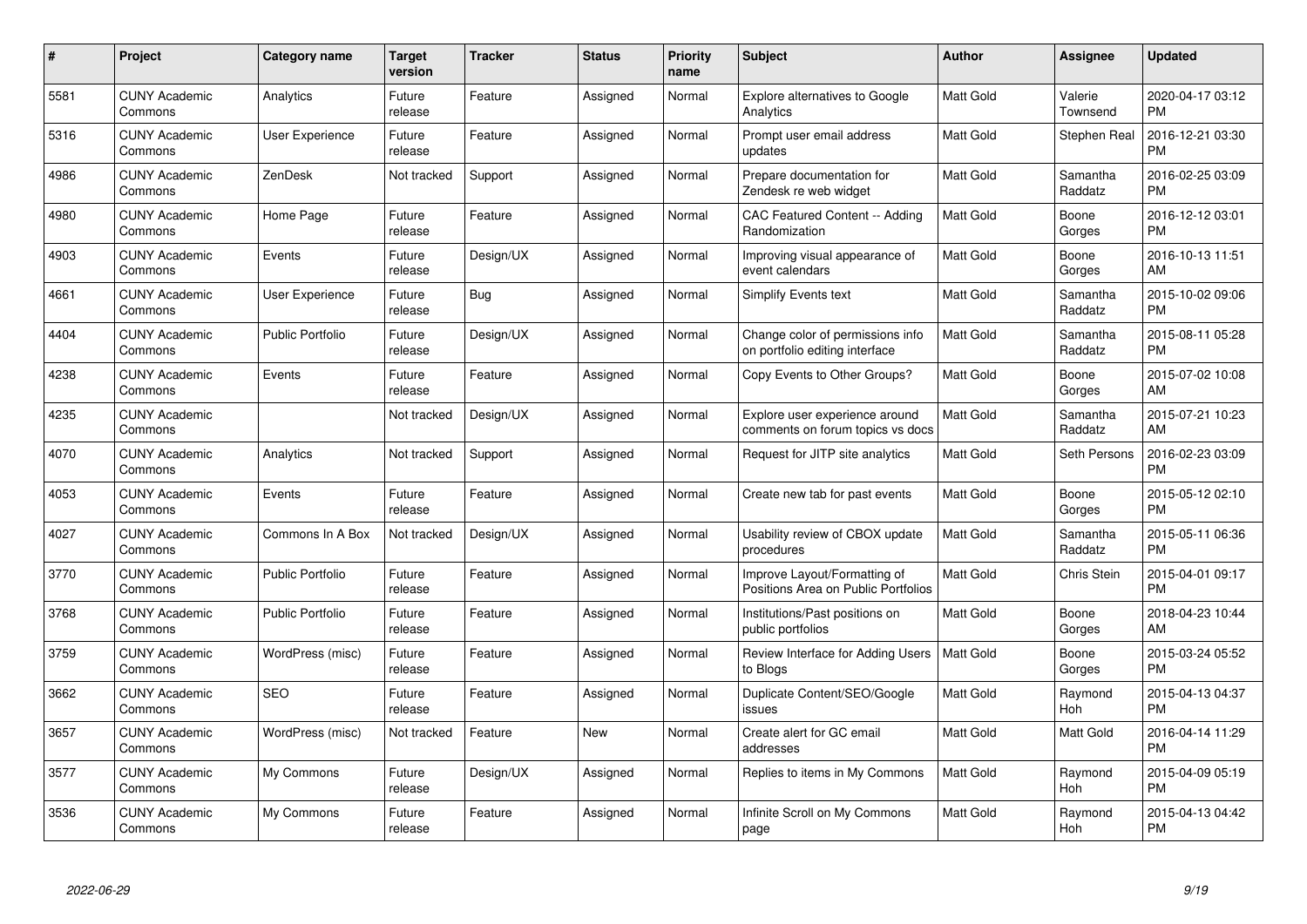| # | Project | Category name | Target version | Tracker | Status | Priority name | Subject | Author | Assignee | Updated |
|---|---|---|---|---|---|---|---|---|---|---|
| 5581 | CUNY Academic Commons | Analytics | Future release | Feature | Assigned | Normal | Explore alternatives to Google Analytics | Matt Gold | Valerie Townsend | 2020-04-17 03:12 PM |
| 5316 | CUNY Academic Commons | User Experience | Future release | Feature | Assigned | Normal | Prompt user email address updates | Matt Gold | Stephen Real | 2016-12-21 03:30 PM |
| 4986 | CUNY Academic Commons | ZenDesk | Not tracked | Support | Assigned | Normal | Prepare documentation for Zendesk re web widget | Matt Gold | Samantha Raddatz | 2016-02-25 03:09 PM |
| 4980 | CUNY Academic Commons | Home Page | Future release | Feature | Assigned | Normal | CAC Featured Content -- Adding Randomization | Matt Gold | Boone Gorges | 2016-12-12 03:01 PM |
| 4903 | CUNY Academic Commons | Events | Future release | Design/UX | Assigned | Normal | Improving visual appearance of event calendars | Matt Gold | Boone Gorges | 2016-10-13 11:51 AM |
| 4661 | CUNY Academic Commons | User Experience | Future release | Bug | Assigned | Normal | Simplify Events text | Matt Gold | Samantha Raddatz | 2015-10-02 09:06 PM |
| 4404 | CUNY Academic Commons | Public Portfolio | Future release | Design/UX | Assigned | Normal | Change color of permissions info on portfolio editing interface | Matt Gold | Samantha Raddatz | 2015-08-11 05:28 PM |
| 4238 | CUNY Academic Commons | Events | Future release | Feature | Assigned | Normal | Copy Events to Other Groups? | Matt Gold | Boone Gorges | 2015-07-02 10:08 AM |
| 4235 | CUNY Academic Commons | | Not tracked | Design/UX | Assigned | Normal | Explore user experience around comments on forum topics vs docs | Matt Gold | Samantha Raddatz | 2015-07-21 10:23 AM |
| 4070 | CUNY Academic Commons | Analytics | Not tracked | Support | Assigned | Normal | Request for JITP site analytics | Matt Gold | Seth Persons | 2016-02-23 03:09 PM |
| 4053 | CUNY Academic Commons | Events | Future release | Feature | Assigned | Normal | Create new tab for past events | Matt Gold | Boone Gorges | 2015-05-12 02:10 PM |
| 4027 | CUNY Academic Commons | Commons In A Box | Not tracked | Design/UX | Assigned | Normal | Usability review of CBOX update procedures | Matt Gold | Samantha Raddatz | 2015-05-11 06:36 PM |
| 3770 | CUNY Academic Commons | Public Portfolio | Future release | Feature | Assigned | Normal | Improve Layout/Formatting of Positions Area on Public Portfolios | Matt Gold | Chris Stein | 2015-04-01 09:17 PM |
| 3768 | CUNY Academic Commons | Public Portfolio | Future release | Feature | Assigned | Normal | Institutions/Past positions on public portfolios | Matt Gold | Boone Gorges | 2018-04-23 10:44 AM |
| 3759 | CUNY Academic Commons | WordPress (misc) | Future release | Feature | Assigned | Normal | Review Interface for Adding Users to Blogs | Matt Gold | Boone Gorges | 2015-03-24 05:52 PM |
| 3662 | CUNY Academic Commons | SEO | Future release | Feature | Assigned | Normal | Duplicate Content/SEO/Google issues | Matt Gold | Raymond Hoh | 2015-04-13 04:37 PM |
| 3657 | CUNY Academic Commons | WordPress (misc) | Not tracked | Feature | New | Normal | Create alert for GC email addresses | Matt Gold | Matt Gold | 2016-04-14 11:29 PM |
| 3577 | CUNY Academic Commons | My Commons | Future release | Design/UX | Assigned | Normal | Replies to items in My Commons | Matt Gold | Raymond Hoh | 2015-04-09 05:19 PM |
| 3536 | CUNY Academic Commons | My Commons | Future release | Feature | Assigned | Normal | Infinite Scroll on My Commons page | Matt Gold | Raymond Hoh | 2015-04-13 04:42 PM |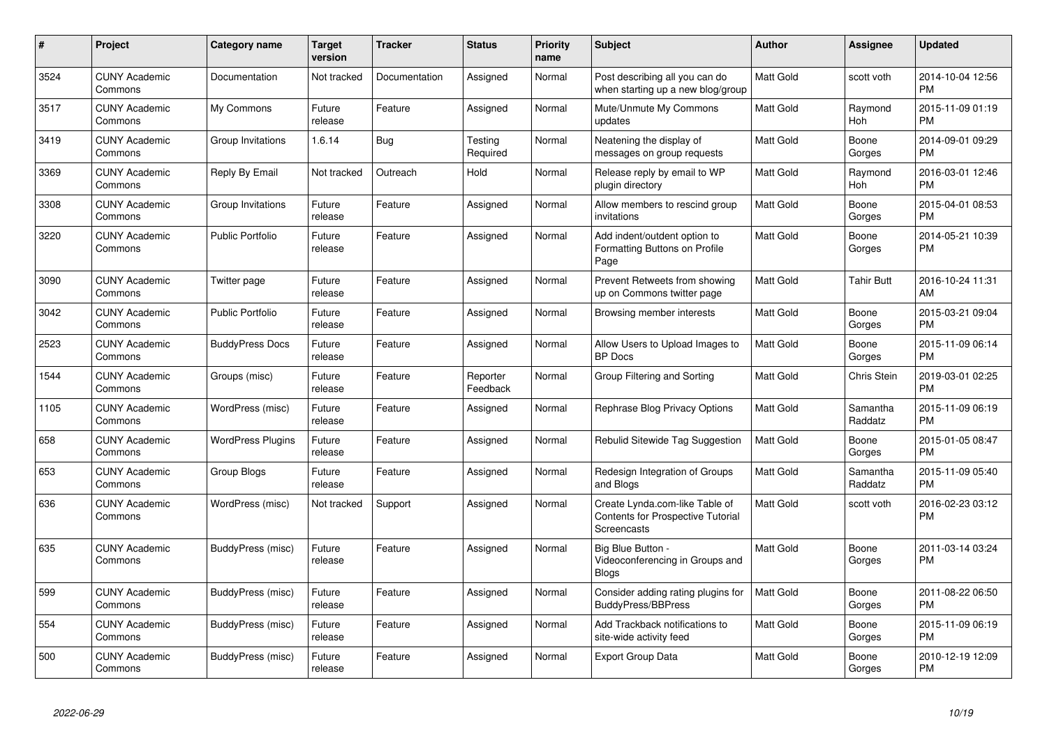| # | Project | Category name | Target version | Tracker | Status | Priority name | Subject | Author | Assignee | Updated |
|---|---|---|---|---|---|---|---|---|---|---|
| 3524 | CUNY Academic Commons | Documentation | Not tracked | Documentation | Assigned | Normal | Post describing all you can do when starting up a new blog/group | Matt Gold | scott voth | 2014-10-04 12:56 PM |
| 3517 | CUNY Academic Commons | My Commons | Future release | Feature | Assigned | Normal | Mute/Unmute My Commons updates | Matt Gold | Raymond Hoh | 2015-11-09 01:19 PM |
| 3419 | CUNY Academic Commons | Group Invitations | 1.6.14 | Bug | Testing Required | Normal | Neatening the display of messages on group requests | Matt Gold | Boone Gorges | 2014-09-01 09:29 PM |
| 3369 | CUNY Academic Commons | Reply By Email | Not tracked | Outreach | Hold | Normal | Release reply by email to WP plugin directory | Matt Gold | Raymond Hoh | 2016-03-01 12:46 PM |
| 3308 | CUNY Academic Commons | Group Invitations | Future release | Feature | Assigned | Normal | Allow members to rescind group invitations | Matt Gold | Boone Gorges | 2015-04-01 08:53 PM |
| 3220 | CUNY Academic Commons | Public Portfolio | Future release | Feature | Assigned | Normal | Add indent/outdent option to Formatting Buttons on Profile Page | Matt Gold | Boone Gorges | 2014-05-21 10:39 PM |
| 3090 | CUNY Academic Commons | Twitter page | Future release | Feature | Assigned | Normal | Prevent Retweets from showing up on Commons twitter page | Matt Gold | Tahir Butt | 2016-10-24 11:31 AM |
| 3042 | CUNY Academic Commons | Public Portfolio | Future release | Feature | Assigned | Normal | Browsing member interests | Matt Gold | Boone Gorges | 2015-03-21 09:04 PM |
| 2523 | CUNY Academic Commons | BuddyPress Docs | Future release | Feature | Assigned | Normal | Allow Users to Upload Images to BP Docs | Matt Gold | Boone Gorges | 2015-11-09 06:14 PM |
| 1544 | CUNY Academic Commons | Groups (misc) | Future release | Feature | Reporter Feedback | Normal | Group Filtering and Sorting | Matt Gold | Chris Stein | 2019-03-01 02:25 PM |
| 1105 | CUNY Academic Commons | WordPress (misc) | Future release | Feature | Assigned | Normal | Rephrase Blog Privacy Options | Matt Gold | Samantha Raddatz | 2015-11-09 06:19 PM |
| 658 | CUNY Academic Commons | WordPress Plugins | Future release | Feature | Assigned | Normal | Rebulid Sitewide Tag Suggestion | Matt Gold | Boone Gorges | 2015-01-05 08:47 PM |
| 653 | CUNY Academic Commons | Group Blogs | Future release | Feature | Assigned | Normal | Redesign Integration of Groups and Blogs | Matt Gold | Samantha Raddatz | 2015-11-09 05:40 PM |
| 636 | CUNY Academic Commons | WordPress (misc) | Not tracked | Support | Assigned | Normal | Create Lynda.com-like Table of Contents for Prospective Tutorial Screencasts | Matt Gold | scott voth | 2016-02-23 03:12 PM |
| 635 | CUNY Academic Commons | BuddyPress (misc) | Future release | Feature | Assigned | Normal | Big Blue Button - Videoconferencing in Groups and Blogs | Matt Gold | Boone Gorges | 2011-03-14 03:24 PM |
| 599 | CUNY Academic Commons | BuddyPress (misc) | Future release | Feature | Assigned | Normal | Consider adding rating plugins for BuddyPress/BBPress | Matt Gold | Boone Gorges | 2011-08-22 06:50 PM |
| 554 | CUNY Academic Commons | BuddyPress (misc) | Future release | Feature | Assigned | Normal | Add Trackback notifications to site-wide activity feed | Matt Gold | Boone Gorges | 2015-11-09 06:19 PM |
| 500 | CUNY Academic Commons | BuddyPress (misc) | Future release | Feature | Assigned | Normal | Export Group Data | Matt Gold | Boone Gorges | 2010-12-19 12:09 PM |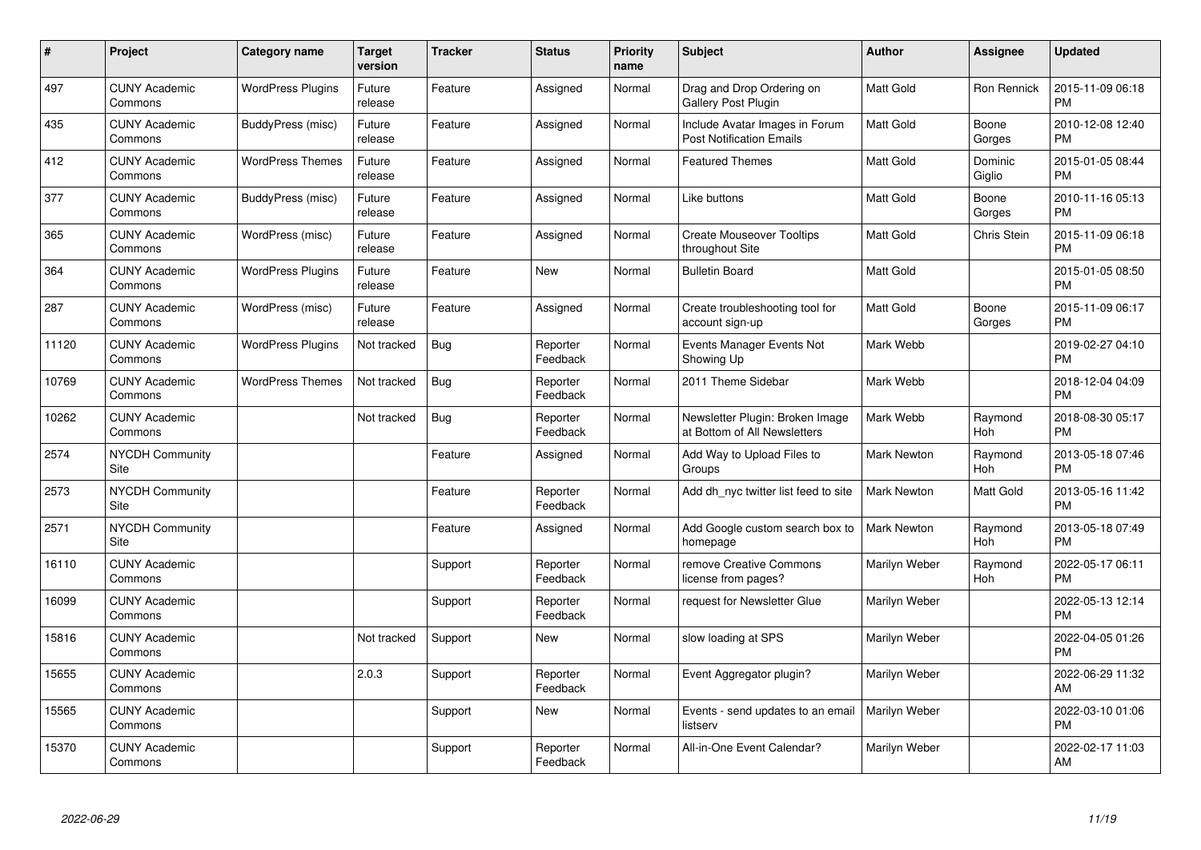| # | Project | Category name | Target version | Tracker | Status | Priority name | Subject | Author | Assignee | Updated |
|---|---|---|---|---|---|---|---|---|---|---|
| 497 | CUNY Academic Commons | WordPress Plugins | Future release | Feature | Assigned | Normal | Drag and Drop Ordering on Gallery Post Plugin | Matt Gold | Ron Rennick | 2015-11-09 06:18 PM |
| 435 | CUNY Academic Commons | BuddyPress (misc) | Future release | Feature | Assigned | Normal | Include Avatar Images in Forum Post Notification Emails | Matt Gold | Boone Gorges | 2010-12-08 12:40 PM |
| 412 | CUNY Academic Commons | WordPress Themes | Future release | Feature | Assigned | Normal | Featured Themes | Matt Gold | Dominic Giglio | 2015-01-05 08:44 PM |
| 377 | CUNY Academic Commons | BuddyPress (misc) | Future release | Feature | Assigned | Normal | Like buttons | Matt Gold | Boone Gorges | 2010-11-16 05:13 PM |
| 365 | CUNY Academic Commons | WordPress (misc) | Future release | Feature | Assigned | Normal | Create Mouseover Tooltips throughout Site | Matt Gold | Chris Stein | 2015-11-09 06:18 PM |
| 364 | CUNY Academic Commons | WordPress Plugins | Future release | Feature | New | Normal | Bulletin Board | Matt Gold | | 2015-01-05 08:50 PM |
| 287 | CUNY Academic Commons | WordPress (misc) | Future release | Feature | Assigned | Normal | Create troubleshooting tool for account sign-up | Matt Gold | Boone Gorges | 2015-11-09 06:17 PM |
| 11120 | CUNY Academic Commons | WordPress Plugins | Not tracked | Bug | Reporter Feedback | Normal | Events Manager Events Not Showing Up | Mark Webb | | 2019-02-27 04:10 PM |
| 10769 | CUNY Academic Commons | WordPress Themes | Not tracked | Bug | Reporter Feedback | Normal | 2011 Theme Sidebar | Mark Webb | | 2018-12-04 04:09 PM |
| 10262 | CUNY Academic Commons | | Not tracked | Bug | Reporter Feedback | Normal | Newsletter Plugin: Broken Image at Bottom of All Newsletters | Mark Webb | Raymond Hoh | 2018-08-30 05:17 PM |
| 2574 | NYCDH Community Site | | | Feature | Assigned | Normal | Add Way to Upload Files to Groups | Mark Newton | Raymond Hoh | 2013-05-18 07:46 PM |
| 2573 | NYCDH Community Site | | | Feature | Reporter Feedback | Normal | Add dh_nyc twitter list feed to site | Mark Newton | Matt Gold | 2013-05-16 11:42 PM |
| 2571 | NYCDH Community Site | | | Feature | Assigned | Normal | Add Google custom search box to homepage | Mark Newton | Raymond Hoh | 2013-05-18 07:49 PM |
| 16110 | CUNY Academic Commons | | | Support | Reporter Feedback | Normal | remove Creative Commons license from pages? | Marilyn Weber | Raymond Hoh | 2022-05-17 06:11 PM |
| 16099 | CUNY Academic Commons | | | Support | Reporter Feedback | Normal | request for Newsletter Glue | Marilyn Weber | | 2022-05-13 12:14 PM |
| 15816 | CUNY Academic Commons | | Not tracked | Support | New | Normal | slow loading at SPS | Marilyn Weber | | 2022-04-05 01:26 PM |
| 15655 | CUNY Academic Commons | | 2.0.3 | Support | Reporter Feedback | Normal | Event Aggregator plugin? | Marilyn Weber | | 2022-06-29 11:32 AM |
| 15565 | CUNY Academic Commons | | | Support | New | Normal | Events - send updates to an email listserv | Marilyn Weber | | 2022-03-10 01:06 PM |
| 15370 | CUNY Academic Commons | | | Support | Reporter Feedback | Normal | All-in-One Event Calendar? | Marilyn Weber | | 2022-02-17 11:03 AM |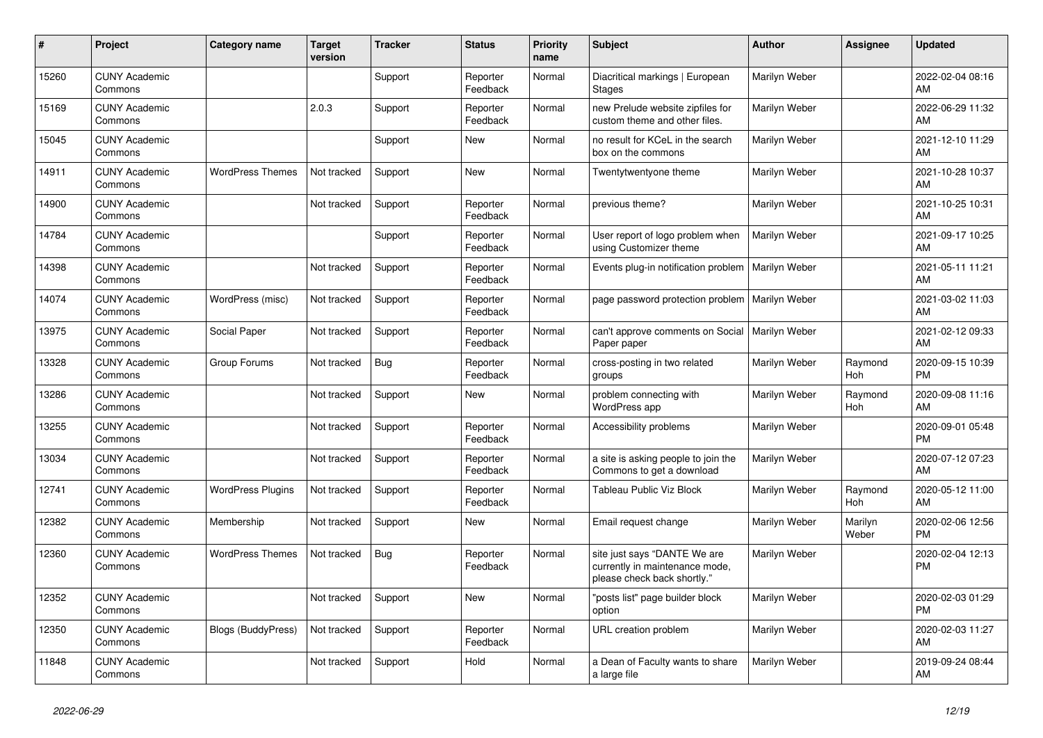| # | Project | Category name | Target version | Tracker | Status | Priority name | Subject | Author | Assignee | Updated |
|---|---|---|---|---|---|---|---|---|---|---|
| 15260 | CUNY Academic Commons | | | Support | Reporter Feedback | Normal | Diacritical markings \| European Stages | Marilyn Weber | | 2022-02-04 08:16 AM |
| 15169 | CUNY Academic Commons | | 2.0.3 | Support | Reporter Feedback | Normal | new Prelude website zipfiles for custom theme and other files. | Marilyn Weber | | 2022-06-29 11:32 AM |
| 15045 | CUNY Academic Commons | | | Support | New | Normal | no result for KCeL in the search box on the commons | Marilyn Weber | | 2021-12-10 11:29 AM |
| 14911 | CUNY Academic Commons | WordPress Themes | Not tracked | Support | New | Normal | Twentytwentyone theme | Marilyn Weber | | 2021-10-28 10:37 AM |
| 14900 | CUNY Academic Commons | | Not tracked | Support | Reporter Feedback | Normal | previous theme? | Marilyn Weber | | 2021-10-25 10:31 AM |
| 14784 | CUNY Academic Commons | | | Support | Reporter Feedback | Normal | User report of logo problem when using Customizer theme | Marilyn Weber | | 2021-09-17 10:25 AM |
| 14398 | CUNY Academic Commons | | Not tracked | Support | Reporter Feedback | Normal | Events plug-in notification problem | Marilyn Weber | | 2021-05-11 11:21 AM |
| 14074 | CUNY Academic Commons | WordPress (misc) | Not tracked | Support | Reporter Feedback | Normal | page password protection problem | Marilyn Weber | | 2021-03-02 11:03 AM |
| 13975 | CUNY Academic Commons | Social Paper | Not tracked | Support | Reporter Feedback | Normal | can't approve comments on Social Paper paper | Marilyn Weber | | 2021-02-12 09:33 AM |
| 13328 | CUNY Academic Commons | Group Forums | Not tracked | Bug | Reporter Feedback | Normal | cross-posting in two related groups | Marilyn Weber | Raymond Hoh | 2020-09-15 10:39 PM |
| 13286 | CUNY Academic Commons | | Not tracked | Support | New | Normal | problem connecting with WordPress app | Marilyn Weber | Raymond Hoh | 2020-09-08 11:16 AM |
| 13255 | CUNY Academic Commons | | Not tracked | Support | Reporter Feedback | Normal | Accessibility problems | Marilyn Weber | | 2020-09-01 05:48 PM |
| 13034 | CUNY Academic Commons | | Not tracked | Support | Reporter Feedback | Normal | a site is asking people to join the Commons to get a download | Marilyn Weber | | 2020-07-12 07:23 AM |
| 12741 | CUNY Academic Commons | WordPress Plugins | Not tracked | Support | Reporter Feedback | Normal | Tableau Public Viz Block | Marilyn Weber | Raymond Hoh | 2020-05-12 11:00 AM |
| 12382 | CUNY Academic Commons | Membership | Not tracked | Support | New | Normal | Email request change | Marilyn Weber | Marilyn Weber | 2020-02-06 12:56 PM |
| 12360 | CUNY Academic Commons | WordPress Themes | Not tracked | Bug | Reporter Feedback | Normal | site just says "DANTE We are currently in maintenance mode, please check back shortly." | Marilyn Weber | | 2020-02-04 12:13 PM |
| 12352 | CUNY Academic Commons | | Not tracked | Support | New | Normal | "posts list" page builder block option | Marilyn Weber | | 2020-02-03 01:29 PM |
| 12350 | CUNY Academic Commons | Blogs (BuddyPress) | Not tracked | Support | Reporter Feedback | Normal | URL creation problem | Marilyn Weber | | 2020-02-03 11:27 AM |
| 11848 | CUNY Academic Commons | | Not tracked | Support | Hold | Normal | a Dean of Faculty wants to share a large file | Marilyn Weber | | 2019-09-24 08:44 AM |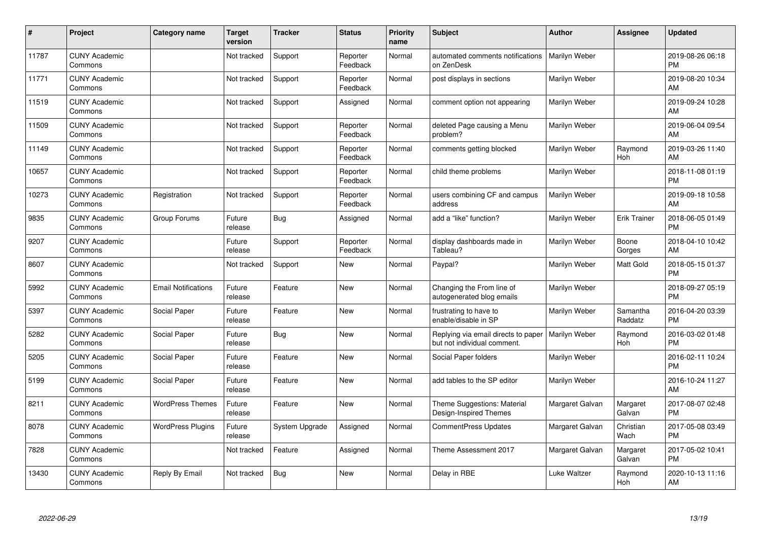| # | Project | Category name | Target version | Tracker | Status | Priority name | Subject | Author | Assignee | Updated |
|---|---|---|---|---|---|---|---|---|---|---|
| 11787 | CUNY Academic Commons | | Not tracked | Support | Reporter Feedback | Normal | automated comments notifications on ZenDesk | Marilyn Weber | | 2019-08-26 06:18 PM |
| 11771 | CUNY Academic Commons | | Not tracked | Support | Reporter Feedback | Normal | post displays in sections | Marilyn Weber | | 2019-08-20 10:34 AM |
| 11519 | CUNY Academic Commons | | Not tracked | Support | Assigned | Normal | comment option not appearing | Marilyn Weber | | 2019-09-24 10:28 AM |
| 11509 | CUNY Academic Commons | | Not tracked | Support | Reporter Feedback | Normal | deleted Page causing a Menu problem? | Marilyn Weber | | 2019-06-04 09:54 AM |
| 11149 | CUNY Academic Commons | | Not tracked | Support | Reporter Feedback | Normal | comments getting blocked | Marilyn Weber | Raymond Hoh | 2019-03-26 11:40 AM |
| 10657 | CUNY Academic Commons | | Not tracked | Support | Reporter Feedback | Normal | child theme problems | Marilyn Weber | | 2018-11-08 01:19 PM |
| 10273 | CUNY Academic Commons | Registration | Not tracked | Support | Reporter Feedback | Normal | users combining CF and campus address | Marilyn Weber | | 2019-09-18 10:58 AM |
| 9835 | CUNY Academic Commons | Group Forums | Future release | Bug | Assigned | Normal | add a "like" function? | Marilyn Weber | Erik Trainer | 2018-06-05 01:49 PM |
| 9207 | CUNY Academic Commons | | Future release | Support | Reporter Feedback | Normal | display dashboards made in Tableau? | Marilyn Weber | Boone Gorges | 2018-04-10 10:42 AM |
| 8607 | CUNY Academic Commons | | Not tracked | Support | New | Normal | Paypal? | Marilyn Weber | Matt Gold | 2018-05-15 01:37 PM |
| 5992 | CUNY Academic Commons | Email Notifications | Future release | Feature | New | Normal | Changing the From line of autogenerated blog emails | Marilyn Weber | | 2018-09-27 05:19 PM |
| 5397 | CUNY Academic Commons | Social Paper | Future release | Feature | New | Normal | frustrating to have to enable/disable in SP | Marilyn Weber | Samantha Raddatz | 2016-04-20 03:39 PM |
| 5282 | CUNY Academic Commons | Social Paper | Future release | Bug | New | Normal | Replying via email directs to paper but not individual comment. | Marilyn Weber | Raymond Hoh | 2016-03-02 01:48 PM |
| 5205 | CUNY Academic Commons | Social Paper | Future release | Feature | New | Normal | Social Paper folders | Marilyn Weber | | 2016-02-11 10:24 PM |
| 5199 | CUNY Academic Commons | Social Paper | Future release | Feature | New | Normal | add tables to the SP editor | Marilyn Weber | | 2016-10-24 11:27 AM |
| 8211 | CUNY Academic Commons | WordPress Themes | Future release | Feature | New | Normal | Theme Suggestions: Material Design-Inspired Themes | Margaret Galvan | Margaret Galvan | 2017-08-07 02:48 PM |
| 8078 | CUNY Academic Commons | WordPress Plugins | Future release | System Upgrade | Assigned | Normal | CommentPress Updates | Margaret Galvan | Christian Wach | 2017-05-08 03:49 PM |
| 7828 | CUNY Academic Commons | | Not tracked | Feature | Assigned | Normal | Theme Assessment 2017 | Margaret Galvan | Margaret Galvan | 2017-05-02 10:41 PM |
| 13430 | CUNY Academic Commons | Reply By Email | Not tracked | Bug | New | Normal | Delay in RBE | Luke Waltzer | Raymond Hoh | 2020-10-13 11:16 AM |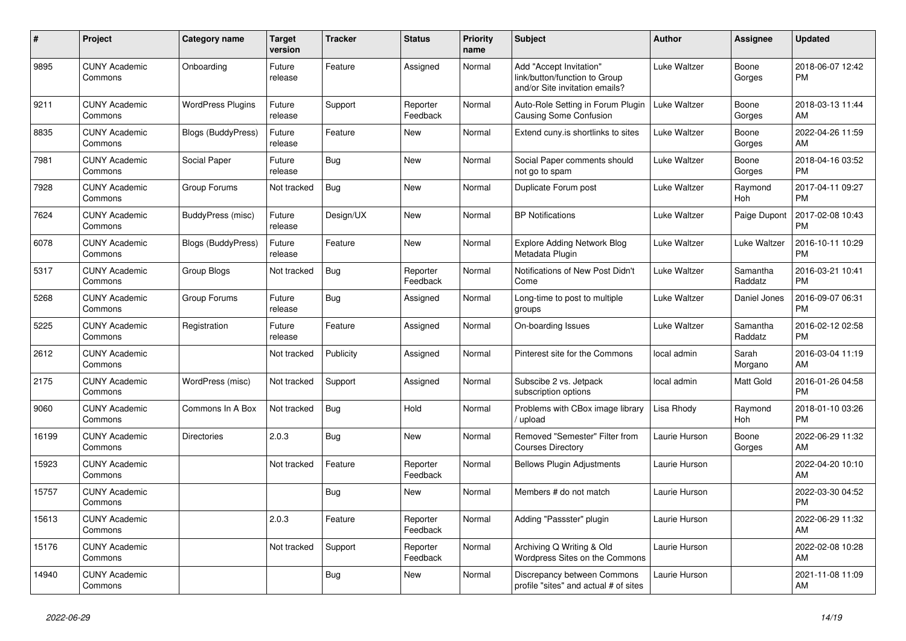| # | Project | Category name | Target version | Tracker | Status | Priority name | Subject | Author | Assignee | Updated |
|---|---|---|---|---|---|---|---|---|---|---|
| 9895 | CUNY Academic Commons | Onboarding | Future release | Feature | Assigned | Normal | Add "Accept Invitation" link/button/function to Group and/or Site invitation emails? | Luke Waltzer | Boone Gorges | 2018-06-07 12:42 PM |
| 9211 | CUNY Academic Commons | WordPress Plugins | Future release | Support | Reporter Feedback | Normal | Auto-Role Setting in Forum Plugin Causing Some Confusion | Luke Waltzer | Boone Gorges | 2018-03-13 11:44 AM |
| 8835 | CUNY Academic Commons | Blogs (BuddyPress) | Future release | Feature | New | Normal | Extend cuny.is shortlinks to sites | Luke Waltzer | Boone Gorges | 2022-04-26 11:59 AM |
| 7981 | CUNY Academic Commons | Social Paper | Future release | Bug | New | Normal | Social Paper comments should not go to spam | Luke Waltzer | Boone Gorges | 2018-04-16 03:52 PM |
| 7928 | CUNY Academic Commons | Group Forums | Not tracked | Bug | New | Normal | Duplicate Forum post | Luke Waltzer | Raymond Hoh | 2017-04-11 09:27 PM |
| 7624 | CUNY Academic Commons | BuddyPress (misc) | Future release | Design/UX | New | Normal | BP Notifications | Luke Waltzer | Paige Dupont | 2017-02-08 10:43 PM |
| 6078 | CUNY Academic Commons | Blogs (BuddyPress) | Future release | Feature | New | Normal | Explore Adding Network Blog Metadata Plugin | Luke Waltzer | Luke Waltzer | 2016-10-11 10:29 PM |
| 5317 | CUNY Academic Commons | Group Blogs | Not tracked | Bug | Reporter Feedback | Normal | Notifications of New Post Didn't Come | Luke Waltzer | Samantha Raddatz | 2016-03-21 10:41 PM |
| 5268 | CUNY Academic Commons | Group Forums | Future release | Bug | Assigned | Normal | Long-time to post to multiple groups | Luke Waltzer | Daniel Jones | 2016-09-07 06:31 PM |
| 5225 | CUNY Academic Commons | Registration | Future release | Feature | Assigned | Normal | On-boarding Issues | Luke Waltzer | Samantha Raddatz | 2016-02-12 02:58 PM |
| 2612 | CUNY Academic Commons | | Not tracked | Publicity | Assigned | Normal | Pinterest site for the Commons | local admin | Sarah Morgano | 2016-03-04 11:19 AM |
| 2175 | CUNY Academic Commons | WordPress (misc) | Not tracked | Support | Assigned | Normal | Subscibe 2 vs. Jetpack subscription options | local admin | Matt Gold | 2016-01-26 04:58 PM |
| 9060 | CUNY Academic Commons | Commons In A Box | Not tracked | Bug | Hold | Normal | Problems with CBox image library / upload | Lisa Rhody | Raymond Hoh | 2018-01-10 03:26 PM |
| 16199 | CUNY Academic Commons | Directories | 2.0.3 | Bug | New | Normal | Removed "Semester" Filter from Courses Directory | Laurie Hurson | Boone Gorges | 2022-06-29 11:32 AM |
| 15923 | CUNY Academic Commons | | Not tracked | Feature | Reporter Feedback | Normal | Bellows Plugin Adjustments | Laurie Hurson | | 2022-04-20 10:10 AM |
| 15757 | CUNY Academic Commons | | | Bug | New | Normal | Members # do not match | Laurie Hurson | | 2022-03-30 04:52 PM |
| 15613 | CUNY Academic Commons | | 2.0.3 | Feature | Reporter Feedback | Normal | Adding "Passster" plugin | Laurie Hurson | | 2022-06-29 11:32 AM |
| 15176 | CUNY Academic Commons | | Not tracked | Support | Reporter Feedback | Normal | Archiving Q Writing & Old Wordpress Sites on the Commons | Laurie Hurson | | 2022-02-08 10:28 AM |
| 14940 | CUNY Academic Commons | | | Bug | New | Normal | Discrepancy between Commons profile "sites" and actual # of sites | Laurie Hurson | | 2021-11-08 11:09 AM |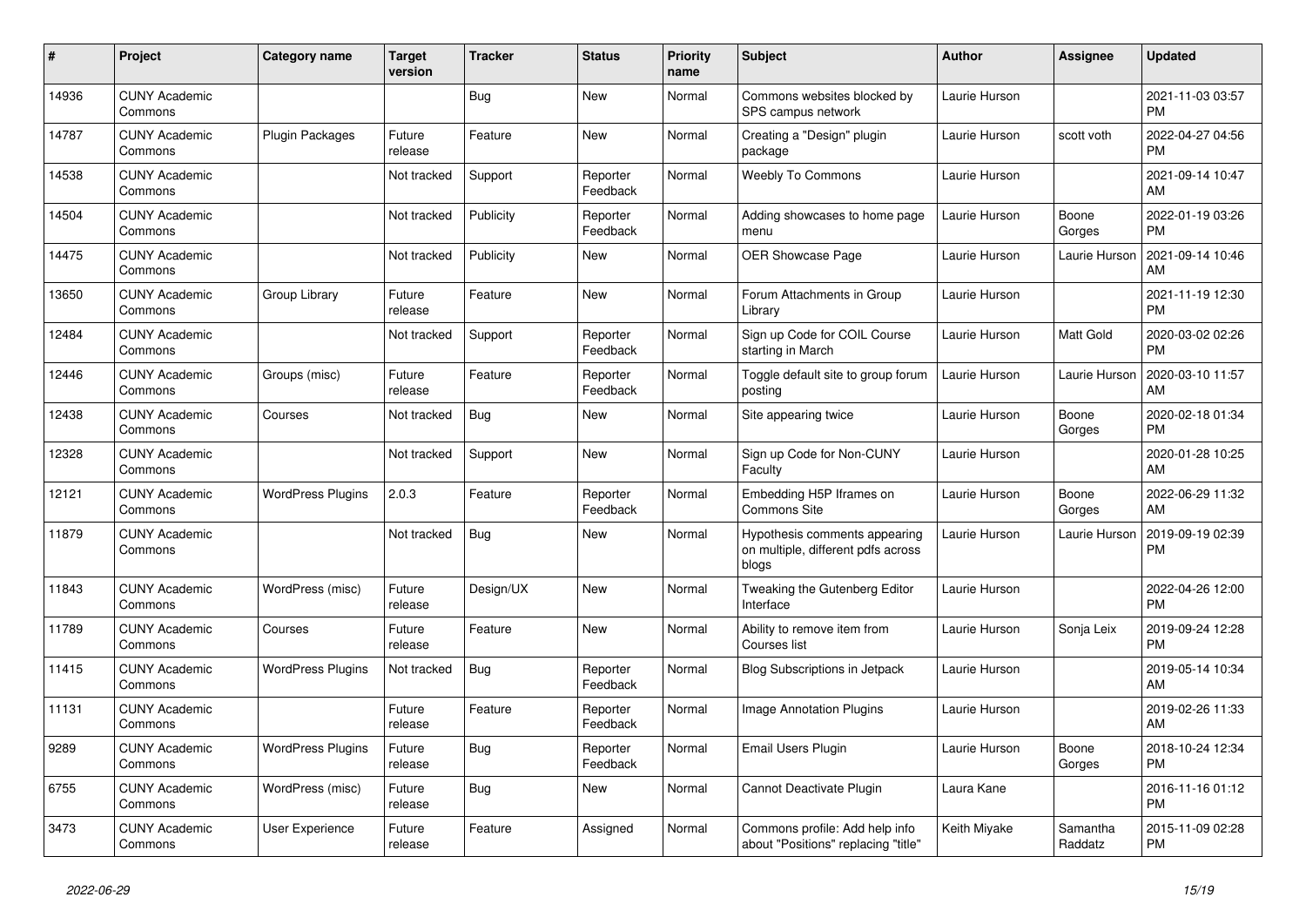| # | Project | Category name | Target version | Tracker | Status | Priority name | Subject | Author | Assignee | Updated |
|---|---|---|---|---|---|---|---|---|---|---|
| 14936 | CUNY Academic Commons | | | Bug | New | Normal | Commons websites blocked by SPS campus network | Laurie Hurson | | 2021-11-03 03:57 PM |
| 14787 | CUNY Academic Commons | Plugin Packages | Future release | Feature | New | Normal | Creating a "Design" plugin package | Laurie Hurson | scott voth | 2022-04-27 04:56 PM |
| 14538 | CUNY Academic Commons | | Not tracked | Support | Reporter Feedback | Normal | Weebly To Commons | Laurie Hurson | | 2021-09-14 10:47 AM |
| 14504 | CUNY Academic Commons | | Not tracked | Publicity | Reporter Feedback | Normal | Adding showcases to home page menu | Laurie Hurson | Boone Gorges | 2022-01-19 03:26 PM |
| 14475 | CUNY Academic Commons | | Not tracked | Publicity | New | Normal | OER Showcase Page | Laurie Hurson | Laurie Hurson | 2021-09-14 10:46 AM |
| 13650 | CUNY Academic Commons | Group Library | Future release | Feature | New | Normal | Forum Attachments in Group Library | Laurie Hurson | | 2021-11-19 12:30 PM |
| 12484 | CUNY Academic Commons | | Not tracked | Support | Reporter Feedback | Normal | Sign up Code for COIL Course starting in March | Laurie Hurson | Matt Gold | 2020-03-02 02:26 PM |
| 12446 | CUNY Academic Commons | Groups (misc) | Future release | Feature | Reporter Feedback | Normal | Toggle default site to group forum posting | Laurie Hurson | Laurie Hurson | 2020-03-10 11:57 AM |
| 12438 | CUNY Academic Commons | Courses | Not tracked | Bug | New | Normal | Site appearing twice | Laurie Hurson | Boone Gorges | 2020-02-18 01:34 PM |
| 12328 | CUNY Academic Commons | | Not tracked | Support | New | Normal | Sign up Code for Non-CUNY Faculty | Laurie Hurson | | 2020-01-28 10:25 AM |
| 12121 | CUNY Academic Commons | WordPress Plugins | 2.0.3 | Feature | Reporter Feedback | Normal | Embedding H5P Iframes on Commons Site | Laurie Hurson | Boone Gorges | 2022-06-29 11:32 AM |
| 11879 | CUNY Academic Commons | | Not tracked | Bug | New | Normal | Hypothesis comments appearing on multiple, different pdfs across blogs | Laurie Hurson | Laurie Hurson | 2019-09-19 02:39 PM |
| 11843 | CUNY Academic Commons | WordPress (misc) | Future release | Design/UX | New | Normal | Tweaking the Gutenberg Editor Interface | Laurie Hurson | | 2022-04-26 12:00 PM |
| 11789 | CUNY Academic Commons | Courses | Future release | Feature | New | Normal | Ability to remove item from Courses list | Laurie Hurson | Sonja Leix | 2019-09-24 12:28 PM |
| 11415 | CUNY Academic Commons | WordPress Plugins | Not tracked | Bug | Reporter Feedback | Normal | Blog Subscriptions in Jetpack | Laurie Hurson | | 2019-05-14 10:34 AM |
| 11131 | CUNY Academic Commons | | Future release | Feature | Reporter Feedback | Normal | Image Annotation Plugins | Laurie Hurson | | 2019-02-26 11:33 AM |
| 9289 | CUNY Academic Commons | WordPress Plugins | Future release | Bug | Reporter Feedback | Normal | Email Users Plugin | Laurie Hurson | Boone Gorges | 2018-10-24 12:34 PM |
| 6755 | CUNY Academic Commons | WordPress (misc) | Future release | Bug | New | Normal | Cannot Deactivate Plugin | Laura Kane | | 2016-11-16 01:12 PM |
| 3473 | CUNY Academic Commons | User Experience | Future release | Feature | Assigned | Normal | Commons profile: Add help info about "Positions" replacing "title" | Keith Miyake | Samantha Raddatz | 2015-11-09 02:28 PM |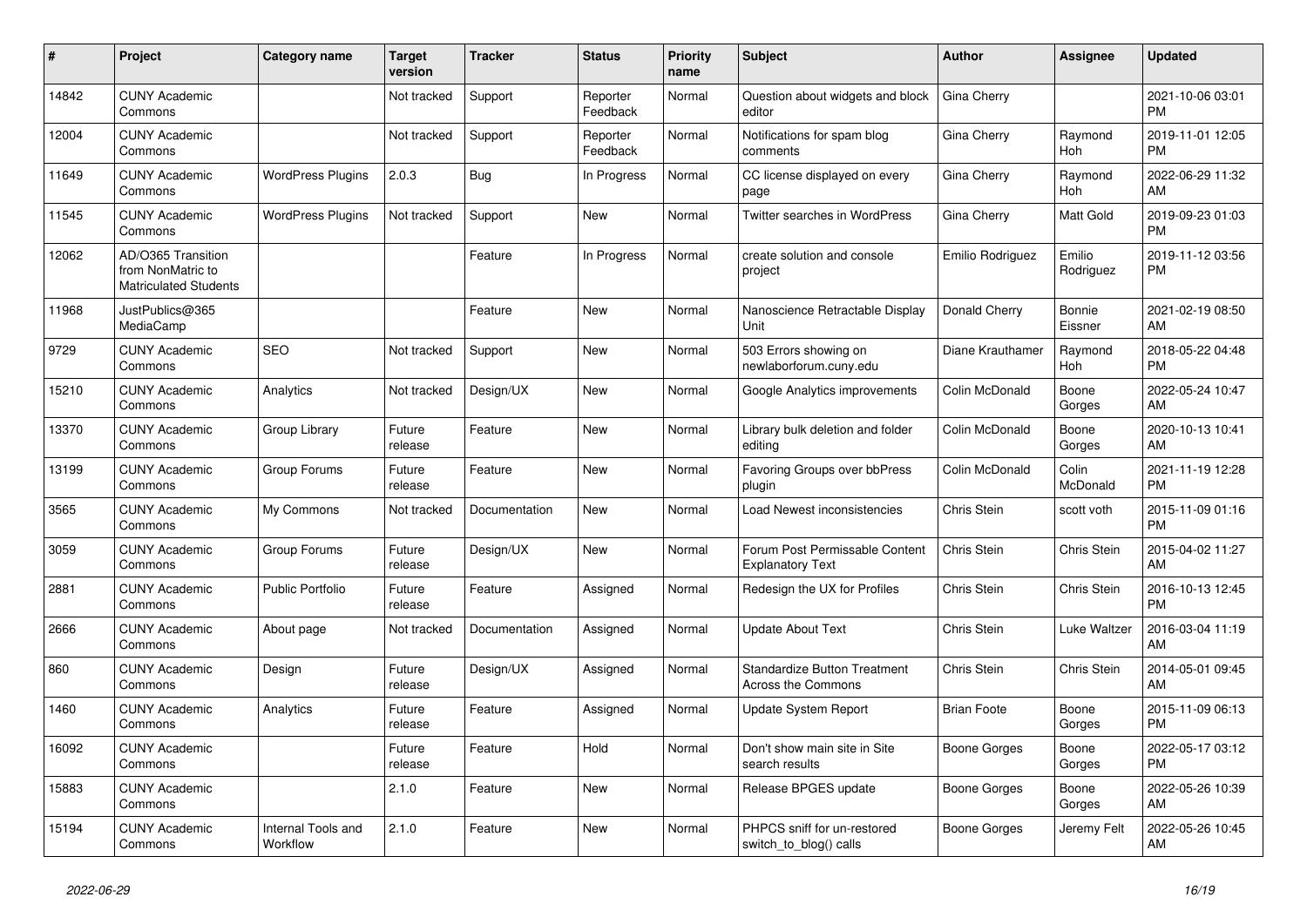| # | Project | Category name | Target version | Tracker | Status | Priority name | Subject | Author | Assignee | Updated |
|---|---|---|---|---|---|---|---|---|---|---|
| 14842 | CUNY Academic Commons | | Not tracked | Support | Reporter Feedback | Normal | Question about widgets and block editor | Gina Cherry | | 2021-10-06 03:01 PM |
| 12004 | CUNY Academic Commons | | Not tracked | Support | Reporter Feedback | Normal | Notifications for spam blog comments | Gina Cherry | Raymond Hoh | 2019-11-01 12:05 PM |
| 11649 | CUNY Academic Commons | WordPress Plugins | 2.0.3 | Bug | In Progress | Normal | CC license displayed on every page | Gina Cherry | Raymond Hoh | 2022-06-29 11:32 AM |
| 11545 | CUNY Academic Commons | WordPress Plugins | Not tracked | Support | New | Normal | Twitter searches in WordPress | Gina Cherry | Matt Gold | 2019-09-23 01:03 PM |
| 12062 | AD/O365 Transition from NonMatric to Matriculated Students | | | Feature | In Progress | Normal | create solution and console project | Emilio Rodriguez | Emilio Rodriguez | 2019-11-12 03:56 PM |
| 11968 | JustPublics@365 MediaCamp | | | Feature | New | Normal | Nanoscience Retractable Display Unit | Donald Cherry | Bonnie Eissner | 2021-02-19 08:50 AM |
| 9729 | CUNY Academic Commons | SEO | Not tracked | Support | New | Normal | 503 Errors showing on newlaborforum.cuny.edu | Diane Krauthamer | Raymond Hoh | 2018-05-22 04:48 PM |
| 15210 | CUNY Academic Commons | Analytics | Not tracked | Design/UX | New | Normal | Google Analytics improvements | Colin McDonald | Boone Gorges | 2022-05-24 10:47 AM |
| 13370 | CUNY Academic Commons | Group Library | Future release | Feature | New | Normal | Library bulk deletion and folder editing | Colin McDonald | Boone Gorges | 2020-10-13 10:41 AM |
| 13199 | CUNY Academic Commons | Group Forums | Future release | Feature | New | Normal | Favoring Groups over bbPress plugin | Colin McDonald | Colin McDonald | 2021-11-19 12:28 PM |
| 3565 | CUNY Academic Commons | My Commons | Not tracked | Documentation | New | Normal | Load Newest inconsistencies | Chris Stein | scott voth | 2015-11-09 01:16 PM |
| 3059 | CUNY Academic Commons | Group Forums | Future release | Design/UX | New | Normal | Forum Post Permissable Content Explanatory Text | Chris Stein | Chris Stein | 2015-04-02 11:27 AM |
| 2881 | CUNY Academic Commons | Public Portfolio | Future release | Feature | Assigned | Normal | Redesign the UX for Profiles | Chris Stein | Chris Stein | 2016-10-13 12:45 PM |
| 2666 | CUNY Academic Commons | About page | Not tracked | Documentation | Assigned | Normal | Update About Text | Chris Stein | Luke Waltzer | 2016-03-04 11:19 AM |
| 860 | CUNY Academic Commons | Design | Future release | Design/UX | Assigned | Normal | Standardize Button Treatment Across the Commons | Chris Stein | Chris Stein | 2014-05-01 09:45 AM |
| 1460 | CUNY Academic Commons | Analytics | Future release | Feature | Assigned | Normal | Update System Report | Brian Foote | Boone Gorges | 2015-11-09 06:13 PM |
| 16092 | CUNY Academic Commons | | Future release | Feature | Hold | Normal | Don't show main site in Site search results | Boone Gorges | Boone Gorges | 2022-05-17 03:12 PM |
| 15883 | CUNY Academic Commons | | 2.1.0 | Feature | New | Normal | Release BPGES update | Boone Gorges | Boone Gorges | 2022-05-26 10:39 AM |
| 15194 | CUNY Academic Commons | Internal Tools and Workflow | 2.1.0 | Feature | New | Normal | PHPCS sniff for un-restored switch_to_blog() calls | Boone Gorges | Jeremy Felt | 2022-05-26 10:45 AM |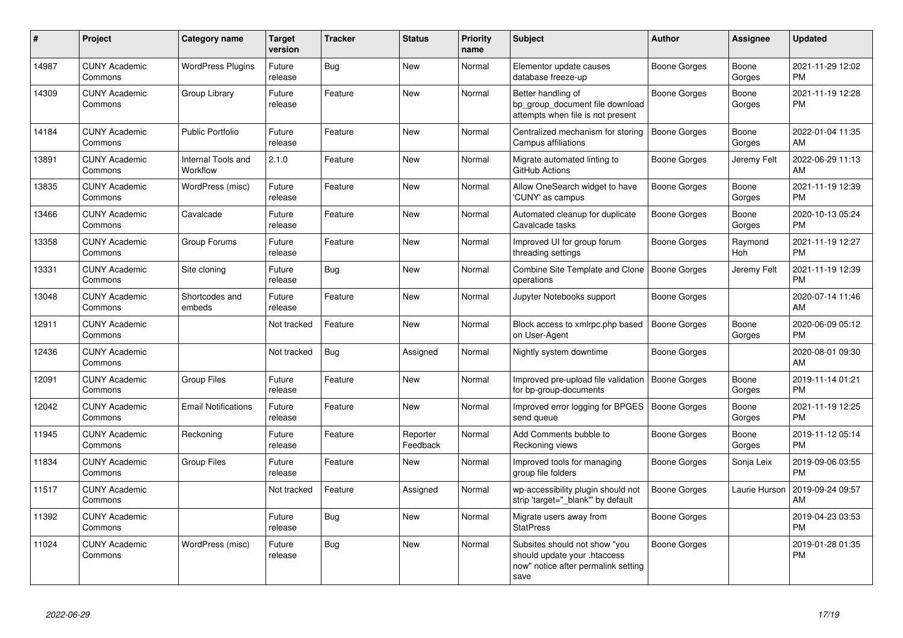| # | Project | Category name | Target version | Tracker | Status | Priority name | Subject | Author | Assignee | Updated |
|---|---|---|---|---|---|---|---|---|---|---|
| 14987 | CUNY Academic Commons | WordPress Plugins | Future release | Bug | New | Normal | Elementor update causes database freeze-up | Boone Gorges | Boone Gorges | 2021-11-29 12:02 PM |
| 14309 | CUNY Academic Commons | Group Library | Future release | Feature | New | Normal | Better handling of bp_group_document file download attempts when file is not present | Boone Gorges | Boone Gorges | 2021-11-19 12:28 PM |
| 14184 | CUNY Academic Commons | Public Portfolio | Future release | Feature | New | Normal | Centralized mechanism for storing Campus affiliations | Boone Gorges | Boone Gorges | 2022-01-04 11:35 AM |
| 13891 | CUNY Academic Commons | Internal Tools and Workflow | 2.1.0 | Feature | New | Normal | Migrate automated linting to GitHub Actions | Boone Gorges | Jeremy Felt | 2022-06-29 11:13 AM |
| 13835 | CUNY Academic Commons | WordPress (misc) | Future release | Feature | New | Normal | Allow OneSearch widget to have 'CUNY' as campus | Boone Gorges | Boone Gorges | 2021-11-19 12:39 PM |
| 13466 | CUNY Academic Commons | Cavalcade | Future release | Feature | New | Normal | Automated cleanup for duplicate Cavalcade tasks | Boone Gorges | Boone Gorges | 2020-10-13 05:24 PM |
| 13358 | CUNY Academic Commons | Group Forums | Future release | Feature | New | Normal | Improved UI for group forum threading settings | Boone Gorges | Raymond Hoh | 2021-11-19 12:27 PM |
| 13331 | CUNY Academic Commons | Site cloning | Future release | Bug | New | Normal | Combine Site Template and Clone operations | Boone Gorges | Jeremy Felt | 2021-11-19 12:39 PM |
| 13048 | CUNY Academic Commons | Shortcodes and embeds | Future release | Feature | New | Normal | Jupyter Notebooks support | Boone Gorges | | 2020-07-14 11:46 AM |
| 12911 | CUNY Academic Commons | | Not tracked | Feature | New | Normal | Block access to xmlrpc.php based on User-Agent | Boone Gorges | Boone Gorges | 2020-06-09 05:12 PM |
| 12436 | CUNY Academic Commons | | Not tracked | Bug | Assigned | Normal | Nightly system downtime | Boone Gorges | | 2020-08-01 09:30 AM |
| 12091 | CUNY Academic Commons | Group Files | Future release | Feature | New | Normal | Improved pre-upload file validation for bp-group-documents | Boone Gorges | Boone Gorges | 2019-11-14 01:21 PM |
| 12042 | CUNY Academic Commons | Email Notifications | Future release | Feature | New | Normal | Improved error logging for BPGES send queue | Boone Gorges | Boone Gorges | 2021-11-19 12:25 PM |
| 11945 | CUNY Academic Commons | Reckoning | Future release | Feature | Reporter Feedback | Normal | Add Comments bubble to Reckoning views | Boone Gorges | Boone Gorges | 2019-11-12 05:14 PM |
| 11834 | CUNY Academic Commons | Group Files | Future release | Feature | New | Normal | Improved tools for managing group file folders | Boone Gorges | Sonja Leix | 2019-09-06 03:55 PM |
| 11517 | CUNY Academic Commons | | Not tracked | Feature | Assigned | Normal | wp-accessibility plugin should not strip 'target="_blank"' by default | Boone Gorges | Laurie Hurson | 2019-09-24 09:57 AM |
| 11392 | CUNY Academic Commons | | Future release | Bug | New | Normal | Migrate users away from StatPress | Boone Gorges | | 2019-04-23 03:53 PM |
| 11024 | CUNY Academic Commons | WordPress (misc) | Future release | Bug | New | Normal | Subsites should not show "you should update your .htaccess now" notice after permalink setting save | Boone Gorges | | 2019-01-28 01:35 PM |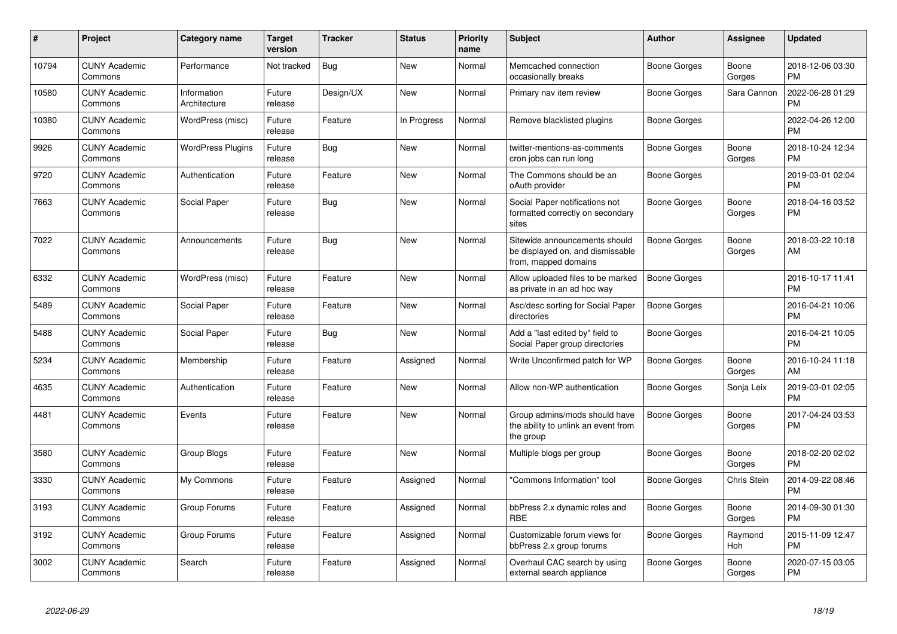| # | Project | Category name | Target version | Tracker | Status | Priority name | Subject | Author | Assignee | Updated |
|---|---|---|---|---|---|---|---|---|---|---|
| 10794 | CUNY Academic Commons | Performance | Not tracked | Bug | New | Normal | Memcached connection occasionally breaks | Boone Gorges | Boone Gorges | 2018-12-06 03:30 PM |
| 10580 | CUNY Academic Commons | Information Architecture | Future release | Design/UX | New | Normal | Primary nav item review | Boone Gorges | Sara Cannon | 2022-06-28 01:29 PM |
| 10380 | CUNY Academic Commons | WordPress (misc) | Future release | Feature | In Progress | Normal | Remove blacklisted plugins | Boone Gorges | | 2022-04-26 12:00 PM |
| 9926 | CUNY Academic Commons | WordPress Plugins | Future release | Bug | New | Normal | twitter-mentions-as-comments cron jobs can run long | Boone Gorges | Boone Gorges | 2018-10-24 12:34 PM |
| 9720 | CUNY Academic Commons | Authentication | Future release | Feature | New | Normal | The Commons should be an oAuth provider | Boone Gorges | | 2019-03-01 02:04 PM |
| 7663 | CUNY Academic Commons | Social Paper | Future release | Bug | New | Normal | Social Paper notifications not formatted correctly on secondary sites | Boone Gorges | Boone Gorges | 2018-04-16 03:52 PM |
| 7022 | CUNY Academic Commons | Announcements | Future release | Bug | New | Normal | Sitewide announcements should be displayed on, and dismissable from, mapped domains | Boone Gorges | Boone Gorges | 2018-03-22 10:18 AM |
| 6332 | CUNY Academic Commons | WordPress (misc) | Future release | Feature | New | Normal | Allow uploaded files to be marked as private in an ad hoc way | Boone Gorges | | 2016-10-17 11:41 PM |
| 5489 | CUNY Academic Commons | Social Paper | Future release | Feature | New | Normal | Asc/desc sorting for Social Paper directories | Boone Gorges | | 2016-04-21 10:06 PM |
| 5488 | CUNY Academic Commons | Social Paper | Future release | Bug | New | Normal | Add a "last edited by" field to Social Paper group directories | Boone Gorges | | 2016-04-21 10:05 PM |
| 5234 | CUNY Academic Commons | Membership | Future release | Feature | Assigned | Normal | Write Unconfirmed patch for WP | Boone Gorges | Boone Gorges | 2016-10-24 11:18 AM |
| 4635 | CUNY Academic Commons | Authentication | Future release | Feature | New | Normal | Allow non-WP authentication | Boone Gorges | Sonja Leix | 2019-03-01 02:05 PM |
| 4481 | CUNY Academic Commons | Events | Future release | Feature | New | Normal | Group admins/mods should have the ability to unlink an event from the group | Boone Gorges | Boone Gorges | 2017-04-24 03:53 PM |
| 3580 | CUNY Academic Commons | Group Blogs | Future release | Feature | New | Normal | Multiple blogs per group | Boone Gorges | Boone Gorges | 2018-02-20 02:02 PM |
| 3330 | CUNY Academic Commons | My Commons | Future release | Feature | Assigned | Normal | "Commons Information" tool | Boone Gorges | Chris Stein | 2014-09-22 08:46 PM |
| 3193 | CUNY Academic Commons | Group Forums | Future release | Feature | Assigned | Normal | bbPress 2.x dynamic roles and RBE | Boone Gorges | Boone Gorges | 2014-09-30 01:30 PM |
| 3192 | CUNY Academic Commons | Group Forums | Future release | Feature | Assigned | Normal | Customizable forum views for bbPress 2.x group forums | Boone Gorges | Raymond Hoh | 2015-11-09 12:47 PM |
| 3002 | CUNY Academic Commons | Search | Future release | Feature | Assigned | Normal | Overhaul CAC search by using external search appliance | Boone Gorges | Boone Gorges | 2020-07-15 03:05 PM |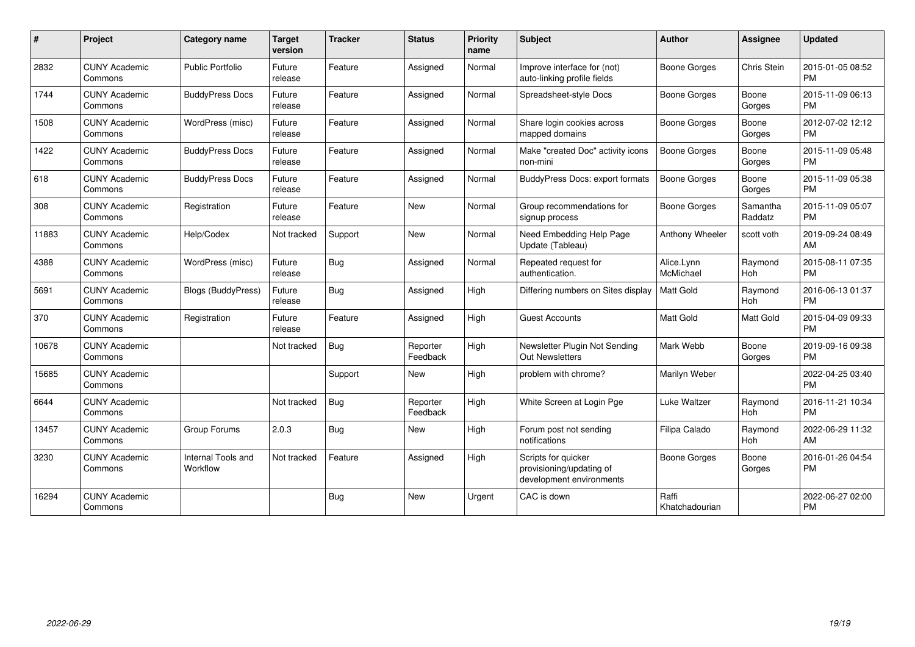| # | Project | Category name | Target version | Tracker | Status | Priority name | Subject | Author | Assignee | Updated |
|---|---|---|---|---|---|---|---|---|---|---|
| 2832 | CUNY Academic Commons | Public Portfolio | Future release | Feature | Assigned | Normal | Improve interface for (not) auto-linking profile fields | Boone Gorges | Chris Stein | 2015-01-05 08:52 PM |
| 1744 | CUNY Academic Commons | BuddyPress Docs | Future release | Feature | Assigned | Normal | Spreadsheet-style Docs | Boone Gorges | Boone Gorges | 2015-11-09 06:13 PM |
| 1508 | CUNY Academic Commons | WordPress (misc) | Future release | Feature | Assigned | Normal | Share login cookies across mapped domains | Boone Gorges | Boone Gorges | 2012-07-02 12:12 PM |
| 1422 | CUNY Academic Commons | BuddyPress Docs | Future release | Feature | Assigned | Normal | Make "created Doc" activity icons non-mini | Boone Gorges | Boone Gorges | 2015-11-09 05:48 PM |
| 618 | CUNY Academic Commons | BuddyPress Docs | Future release | Feature | Assigned | Normal | BuddyPress Docs: export formats | Boone Gorges | Boone Gorges | 2015-11-09 05:38 PM |
| 308 | CUNY Academic Commons | Registration | Future release | Feature | New | Normal | Group recommendations for signup process | Boone Gorges | Samantha Raddatz | 2015-11-09 05:07 PM |
| 11883 | CUNY Academic Commons | Help/Codex | Not tracked | Support | New | Normal | Need Embedding Help Page Update (Tableau) | Anthony Wheeler | scott voth | 2019-09-24 08:49 AM |
| 4388 | CUNY Academic Commons | WordPress (misc) | Future release | Bug | Assigned | Normal | Repeated request for authentication. | Alice.Lynn McMichael | Raymond Hoh | 2015-08-11 07:35 PM |
| 5691 | CUNY Academic Commons | Blogs (BuddyPress) | Future release | Bug | Assigned | High | Differing numbers on Sites display | Matt Gold | Raymond Hoh | 2016-06-13 01:37 PM |
| 370 | CUNY Academic Commons | Registration | Future release | Feature | Assigned | High | Guest Accounts | Matt Gold | Matt Gold | 2015-04-09 09:33 PM |
| 10678 | CUNY Academic Commons | | Not tracked | Bug | Reporter Feedback | High | Newsletter Plugin Not Sending Out Newsletters | Mark Webb | Boone Gorges | 2019-09-16 09:38 PM |
| 15685 | CUNY Academic Commons | | | Support | New | High | problem with chrome? | Marilyn Weber | | 2022-04-25 03:40 PM |
| 6644 | CUNY Academic Commons | | Not tracked | Bug | Reporter Feedback | High | White Screen at Login Pge | Luke Waltzer | Raymond Hoh | 2016-11-21 10:34 PM |
| 13457 | CUNY Academic Commons | Group Forums | 2.0.3 | Bug | New | High | Forum post not sending notifications | Filipa Calado | Raymond Hoh | 2022-06-29 11:32 AM |
| 3230 | CUNY Academic Commons | Internal Tools and Workflow | Not tracked | Feature | Assigned | High | Scripts for quicker provisioning/updating of development environments | Boone Gorges | Boone Gorges | 2016-01-26 04:54 PM |
| 16294 | CUNY Academic Commons | | | Bug | New | Urgent | CAC is down | Raffi Khatchadourian | | 2022-06-27 02:00 PM |